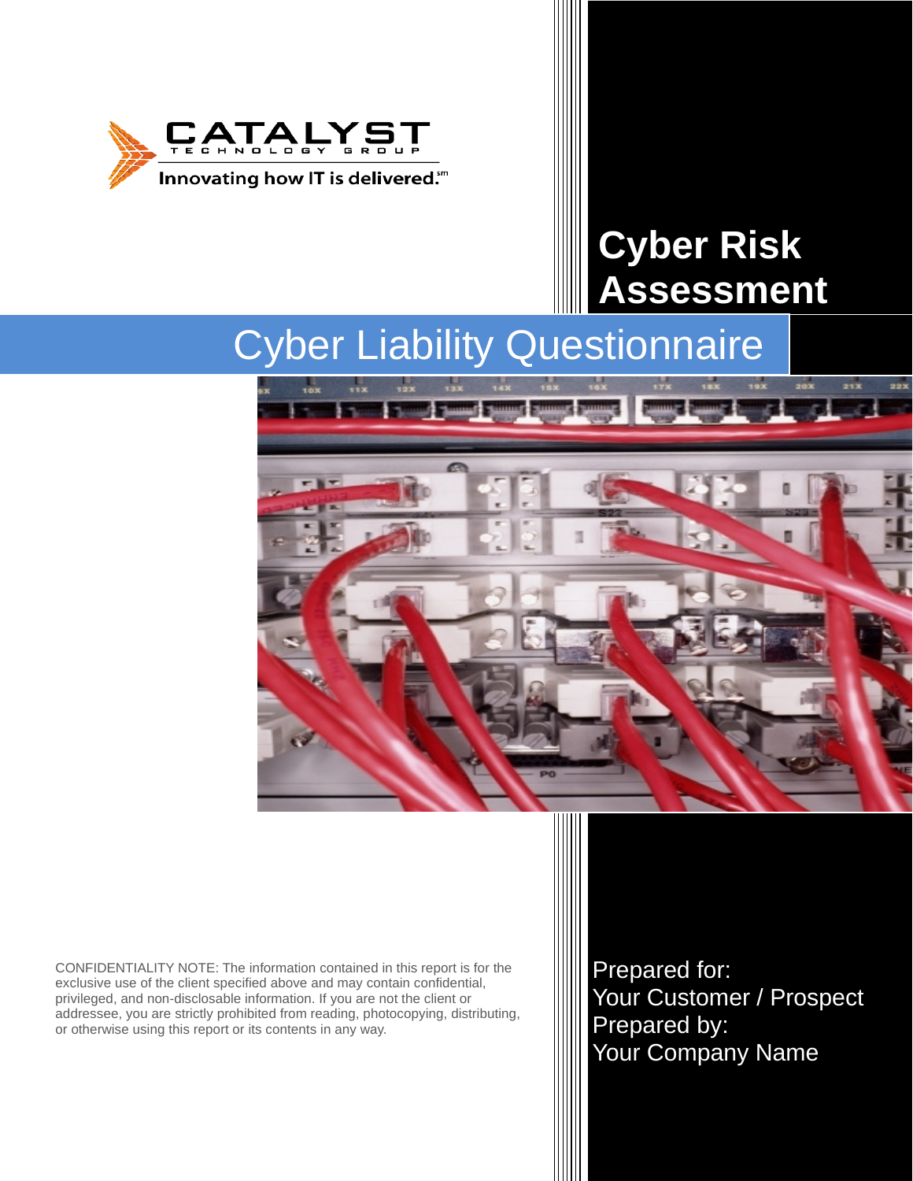CATALYST TECHNOLOGY GROUP

Innovating how IT is delivered.[sm]

# Cyber Risk Assessment

## Cyber Liability Questionnaire

CONFIDENTIALITY NOTE: The information contained in this report is for the exclusive use of the client specified above and may contain confidential, privileged, and non-disclosable information. If you are not the client or addressee, you are strictly prohibited from reading, photocopying, distributing, or otherwise using this report or its contents in any way.

Prepared for:
Your Customer / Prospect
Prepared by:
Your Company Name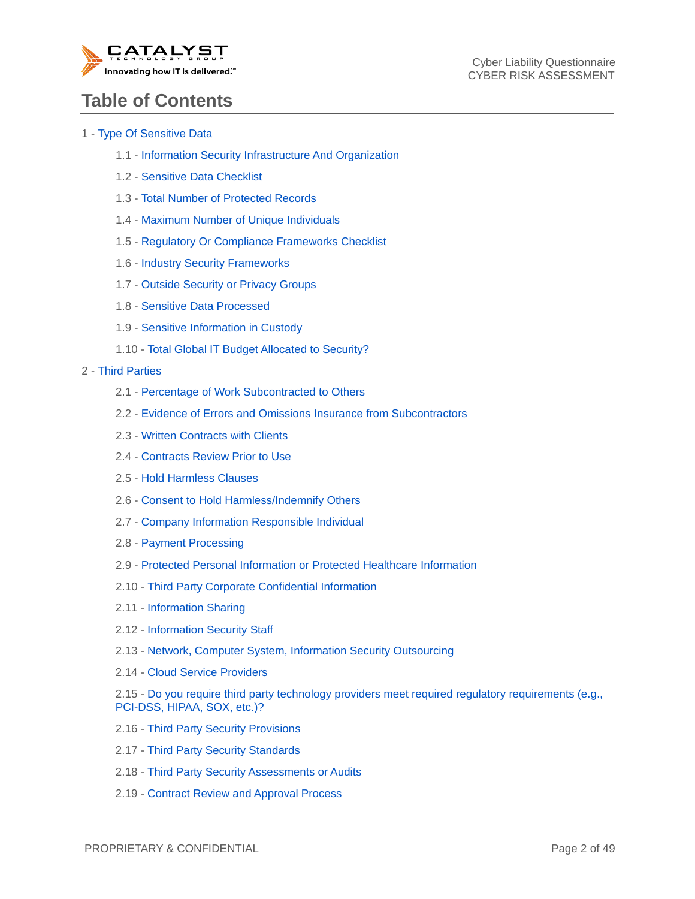# Table of Contents

1 - Type Of Sensitive Data

- 1.1 - Information Security Infrastructure And Organization
- 1.2 - Sensitive Data Checklist
- 1.3 - Total Number of Protected Records
- 1.4 - Maximum Number of Unique Individuals
- 1.5 - Regulatory Or Compliance Frameworks Checklist
- 1.6 - Industry Security Frameworks
- 1.7 - Outside Security or Privacy Groups
- 1.8 - Sensitive Data Processed
- 1.9 - Sensitive Information in Custody
- 1.10 - Total Global IT Budget Allocated to Security?

2 - Third Parties

- 2.1 - Percentage of Work Subcontracted to Others
- 2.2 - Evidence of Errors and Omissions Insurance from Subcontractors
- 2.3 - Written Contracts with Clients
- 2.4 - Contracts Review Prior to Use
- 2.5 - Hold Harmless Clauses
- 2.6 - Consent to Hold Harmless/Indemnify Others
- 2.7 - Company Information Responsible Individual
- 2.8 - Payment Processing
- 2.9 - Protected Personal Information or Protected Healthcare Information
- 2.10 - Third Party Corporate Confidential Information
- 2.11 - Information Sharing
- 2.12 - Information Security Staff
- 2.13 - Network, Computer System, Information Security Outsourcing
- 2.14 - Cloud Service Providers
- 2.15 - Do you require third party technology providers meet required regulatory requirements (e.g., PCI-DSS, HIPAA, SOX, etc.)?
- 2.16 - Third Party Security Provisions
- 2.17 - Third Party Security Standards
- 2.18 - Third Party Security Assessments or Audits
- 2.19 - Contract Review and Approval Process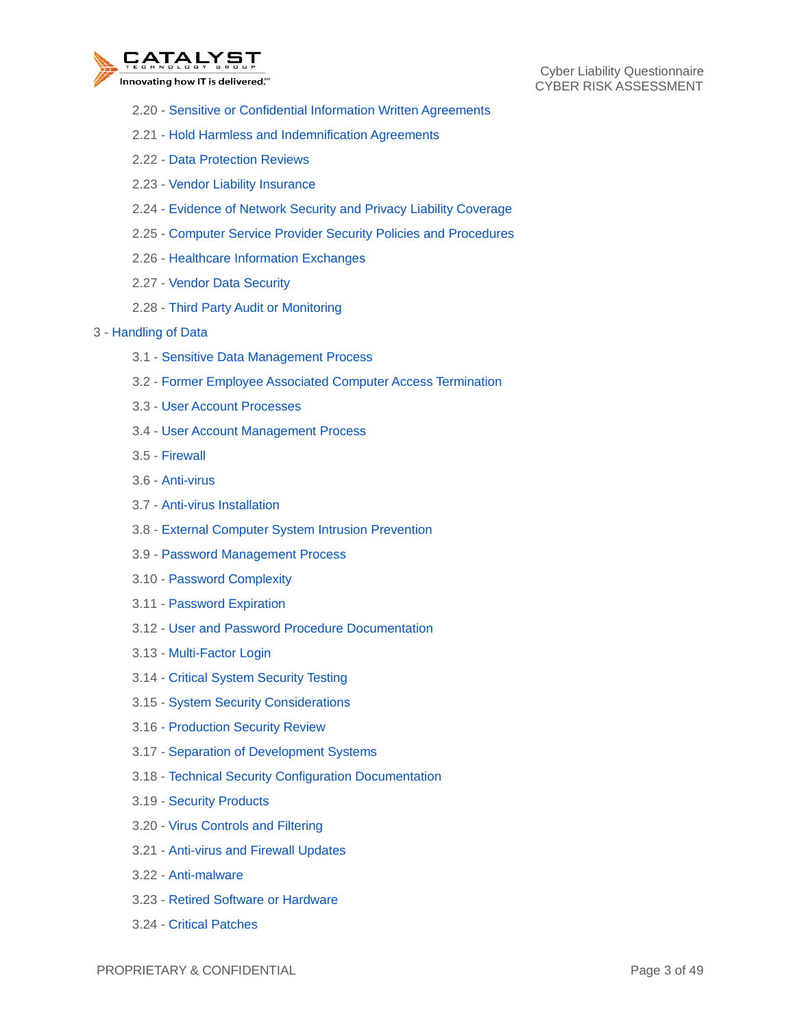- 2.20 - Sensitive or Confidential Information Written Agreements
- 2.21 - Hold Harmless and Indemnification Agreements
- 2.22 - Data Protection Reviews
- 2.23 - Vendor Liability Insurance
- 2.24 - Evidence of Network Security and Privacy Liability Coverage
- 2.25 - Computer Service Provider Security Policies and Procedures
- 2.26 - Healthcare Information Exchanges
- 2.27 - Vendor Data Security
- 2.28 - Third Party Audit or Monitoring

3 - Handling of Data

- 3.1 - Sensitive Data Management Process
- 3.2 - Former Employee Associated Computer Access Termination
- 3.3 - User Account Processes
- 3.4 - User Account Management Process
- 3.5 - Firewall
- 3.6 - Anti-virus
- 3.7 - Anti-virus Installation
- 3.8 - External Computer System Intrusion Prevention
- 3.9 - Password Management Process
- 3.10 - Password Complexity
- 3.11 - Password Expiration
- 3.12 - User and Password Procedure Documentation
- 3.13 - Multi-Factor Login
- 3.14 - Critical System Security Testing
- 3.15 - System Security Considerations
- 3.16 - Production Security Review
- 3.17 - Separation of Development Systems
- 3.18 - Technical Security Configuration Documentation
- 3.19 - Security Products
- 3.20 - Virus Controls and Filtering
- 3.21 - Anti-virus and Firewall Updates
- 3.22 - Anti-malware
- 3.23 - Retired Software or Hardware
- 3.24 - Critical Patches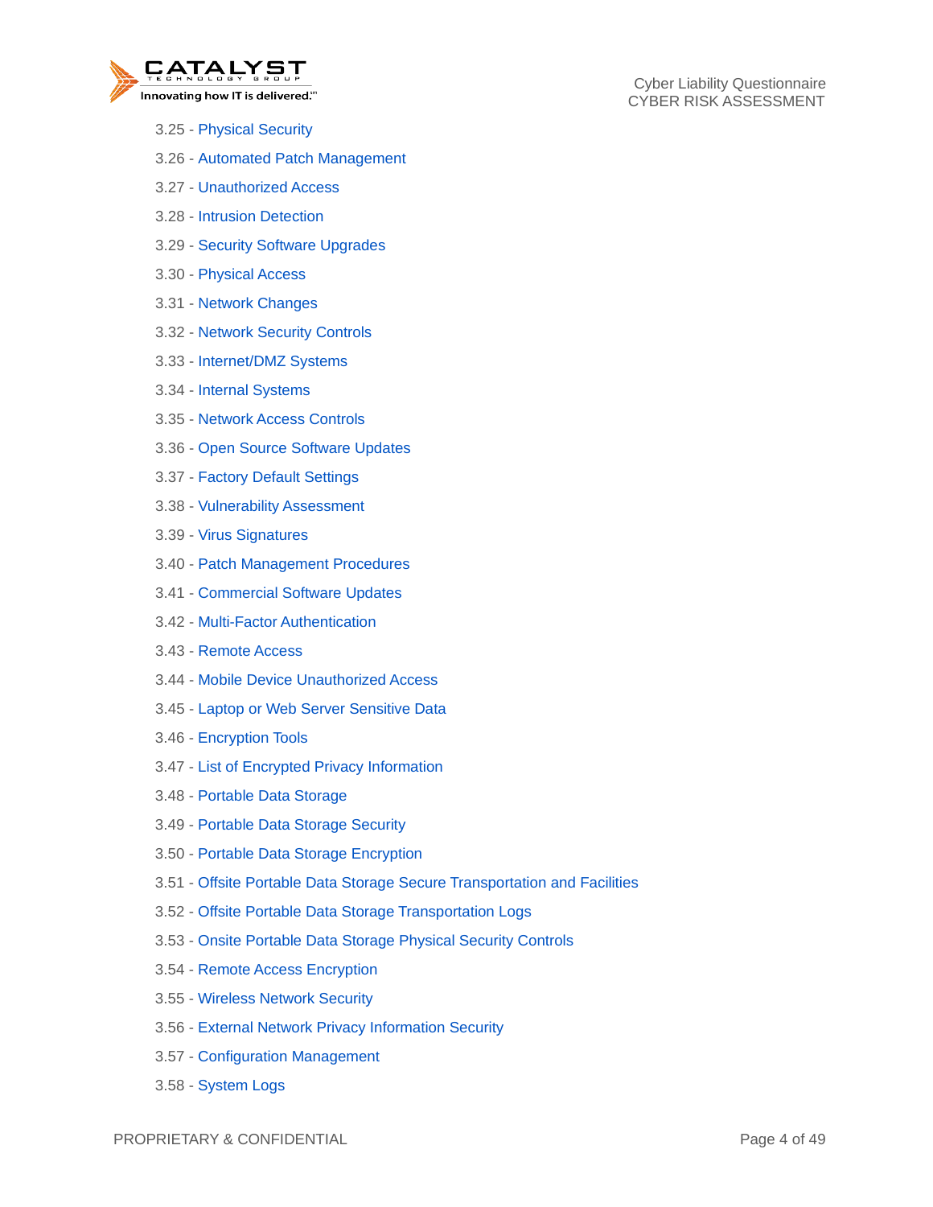3.25 - Physical Security

3.26 - Automated Patch Management

3.27 - Unauthorized Access

3.28 - Intrusion Detection

3.29 - Security Software Upgrades

3.30 - Physical Access

3.31 - Network Changes

3.32 - Network Security Controls

3.33 - Internet/DMZ Systems

3.34 - Internal Systems

3.35 - Network Access Controls

3.36 - Open Source Software Updates

3.37 - Factory Default Settings

3.38 - Vulnerability Assessment

3.39 - Virus Signatures

3.40 - Patch Management Procedures

3.41 - Commercial Software Updates

3.42 - Multi-Factor Authentication

3.43 - Remote Access

3.44 - Mobile Device Unauthorized Access

3.45 - Laptop or Web Server Sensitive Data

3.46 - Encryption Tools

3.47 - List of Encrypted Privacy Information

3.48 - Portable Data Storage

3.49 - Portable Data Storage Security

3.50 - Portable Data Storage Encryption

3.51 - Offsite Portable Data Storage Secure Transportation and Facilities

3.52 - Offsite Portable Data Storage Transportation Logs

3.53 - Onsite Portable Data Storage Physical Security Controls

3.54 - Remote Access Encryption

3.55 - Wireless Network Security

3.56 - External Network Privacy Information Security

3.57 - Configuration Management

3.58 - System Logs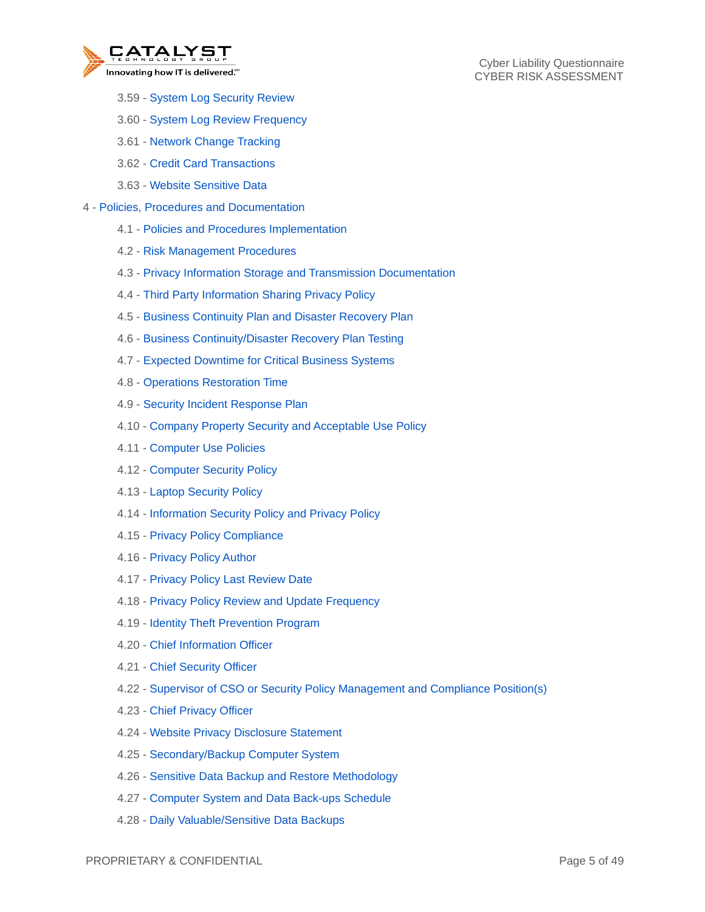3.59 - System Log Security Review

3.60 - System Log Review Frequency

3.61 - Network Change Tracking

3.62 - Credit Card Transactions

3.63 - Website Sensitive Data

4 - Policies, Procedures and Documentation

4.1 - Policies and Procedures Implementation

4.2 - Risk Management Procedures

4.3 - Privacy Information Storage and Transmission Documentation

4.4 - Third Party Information Sharing Privacy Policy

4.5 - Business Continuity Plan and Disaster Recovery Plan

4.6 - Business Continuity/Disaster Recovery Plan Testing

4.7 - Expected Downtime for Critical Business Systems

4.8 - Operations Restoration Time

4.9 - Security Incident Response Plan

4.10 - Company Property Security and Acceptable Use Policy

4.11 - Computer Use Policies

4.12 - Computer Security Policy

4.13 - Laptop Security Policy

4.14 - Information Security Policy and Privacy Policy

4.15 - Privacy Policy Compliance

4.16 - Privacy Policy Author

4.17 - Privacy Policy Last Review Date

4.18 - Privacy Policy Review and Update Frequency

4.19 - Identity Theft Prevention Program

4.20 - Chief Information Officer

4.21 - Chief Security Officer

4.22 - Supervisor of CSO or Security Policy Management and Compliance Position(s)

4.23 - Chief Privacy Officer

4.24 - Website Privacy Disclosure Statement

4.25 - Secondary/Backup Computer System

4.26 - Sensitive Data Backup and Restore Methodology

4.27 - Computer System and Data Back-ups Schedule

4.28 - Daily Valuable/Sensitive Data Backups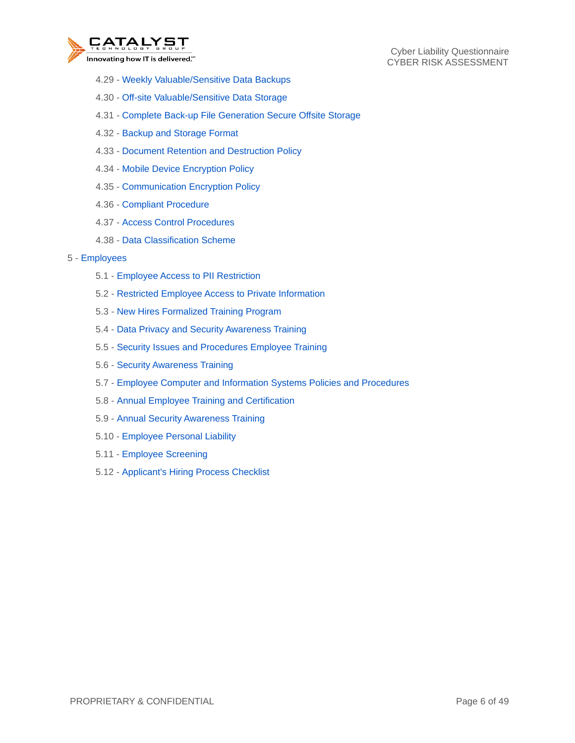- 4.29 - Weekly Valuable/Sensitive Data Backups
- 4.30 - Off-site Valuable/Sensitive Data Storage
- 4.31 - Complete Back-up File Generation Secure Offsite Storage
- 4.32 - Backup and Storage Format
- 4.33 - Document Retention and Destruction Policy
- 4.34 - Mobile Device Encryption Policy
- 4.35 - Communication Encryption Policy
- 4.36 - Compliant Procedure
- 4.37 - Access Control Procedures
- 4.38 - Data Classification Scheme

5 - Employees

- 5.1 - Employee Access to PII Restriction
- 5.2 - Restricted Employee Access to Private Information
- 5.3 - New Hires Formalized Training Program
- 5.4 - Data Privacy and Security Awareness Training
- 5.5 - Security Issues and Procedures Employee Training
- 5.6 - Security Awareness Training
- 5.7 - Employee Computer and Information Systems Policies and Procedures
- 5.8 - Annual Employee Training and Certification
- 5.9 - Annual Security Awareness Training
- 5.10 - Employee Personal Liability
- 5.11 - Employee Screening
- 5.12 - Applicant's Hiring Process Checklist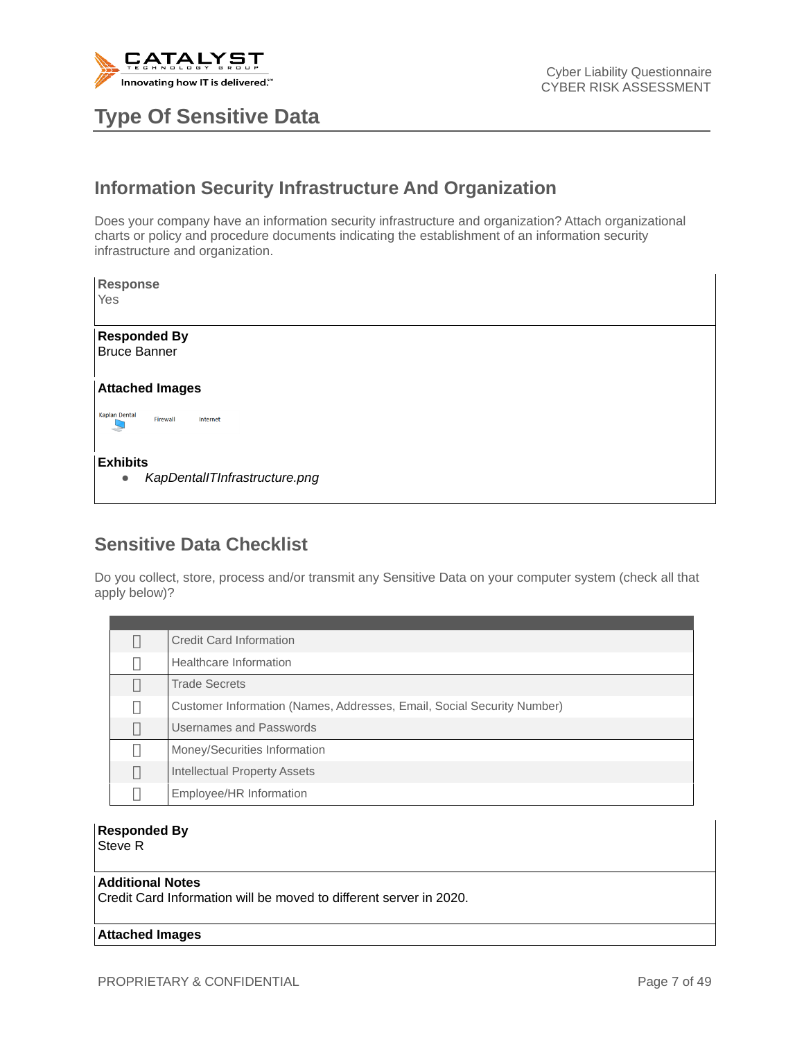# Type Of Sensitive Data

## Information Security Infrastructure And Organization

Does your company have an information security infrastructure and organization? Attach organizational charts or policy and procedure documents indicating the establishment of an information security infrastructure and organization.

**Response**
Yes

**Responded By**
Bruce Banner

**Attached Images**

Kaplan Dental    Firewall    Internet

**Exhibits**

- *KapDentalITInfrastructure.png*

## Sensitive Data Checklist

Do you collect, store, process and/or transmit any Sensitive Data on your computer system (check all that apply below)?

| | |
|---|---|
| ☐ | Credit Card Information |
| ☐ | Healthcare Information |
| ☐ | Trade Secrets |
| ☐ | Customer Information (Names, Addresses, Email, Social Security Number) |
| ☐ | Usernames and Passwords |
| ☐ | Money/Securities Information |
| ☐ | Intellectual Property Assets |
| ☐ | Employee/HR Information |

**Responded By**
Steve R

**Additional Notes**
Credit Card Information will be moved to different server in 2020.

**Attached Images**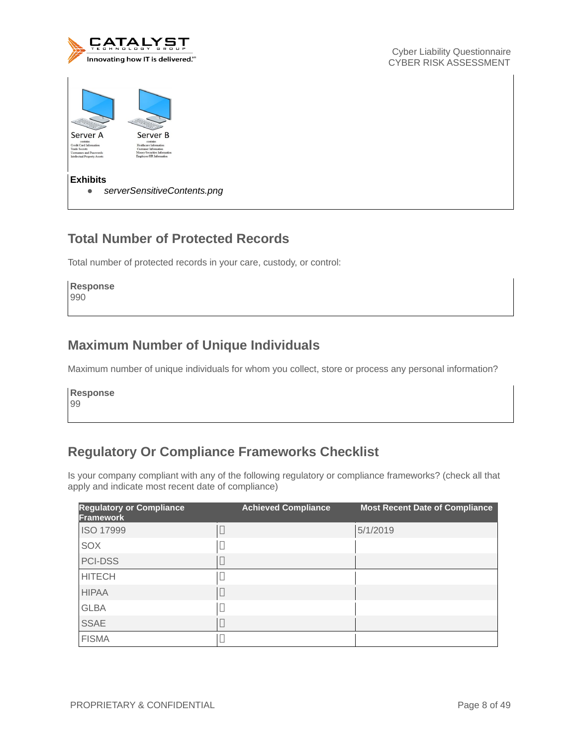Server A

contains
Credit Card Information
Trade Secrets
Usernames and Passwords
Intellectual Property Assets

Server B

contains
Healthcare Information
Customer Information
Money/Securities Information
Employee/HR Information

**Exhibits**

- *serverSensitiveContents.png*

## Total Number of Protected Records

Total number of protected records in your care, custody, or control:

**Response**
990

## Maximum Number of Unique Individuals

Maximum number of unique individuals for whom you collect, store or process any personal information?

**Response**
99

## Regulatory Or Compliance Frameworks Checklist

Is your company compliant with any of the following regulatory or compliance frameworks? (check all that apply and indicate most recent date of compliance)

| Regulatory or Compliance Framework | Achieved Compliance | Most Recent Date of Compliance |
|---|---|---|
| ISO 17999 | ☐ | 5/1/2019 |
| SOX | ☐ | |
| PCI-DSS | ☐ | |
| HITECH | ☐ | |
| HIPAA | ☐ | |
| GLBA | ☐ | |
| SSAE | ☐ | |
| FISMA | ☐ | |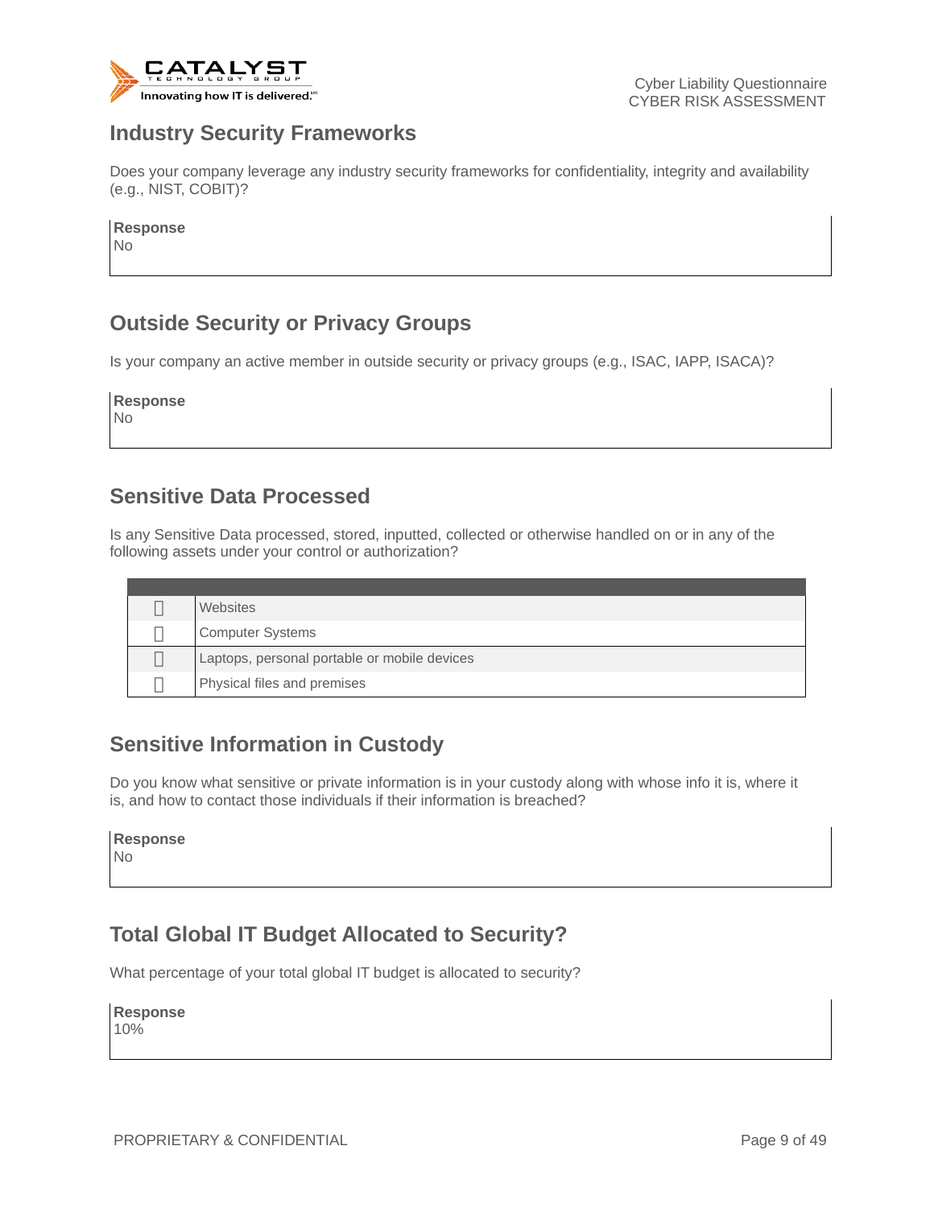## Industry Security Frameworks

Does your company leverage any industry security frameworks for confidentiality, integrity and availability (e.g., NIST, COBIT)?

**Response**
No

## Outside Security or Privacy Groups

Is your company an active member in outside security or privacy groups (e.g., ISAC, IAPP, ISACA)?

**Response**
No

## Sensitive Data Processed

Is any Sensitive Data processed, stored, inputted, collected or otherwise handled on or in any of the following assets under your control or authorization?

| | |
|---|---|
| ☐ | Websites |
| ☐ | Computer Systems |
| ☐ | Laptops, personal portable or mobile devices |
| ☐ | Physical files and premises |

## Sensitive Information in Custody

Do you know what sensitive or private information is in your custody along with whose info it is, where it is, and how to contact those individuals if their information is breached?

**Response**
No

## Total Global IT Budget Allocated to Security?

What percentage of your total global IT budget is allocated to security?

**Response**
10%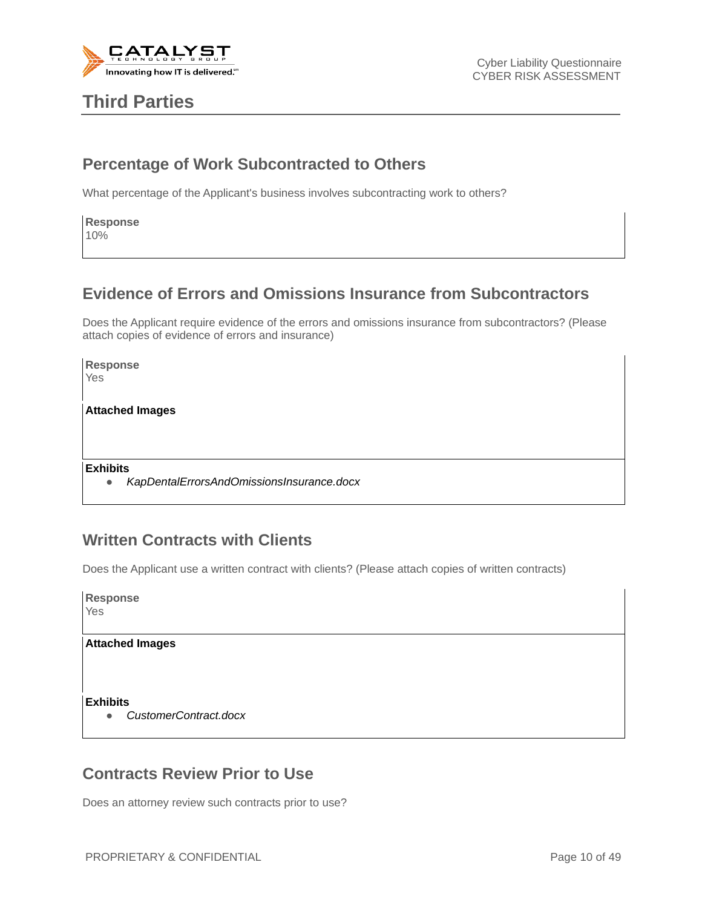## Third Parties

### Percentage of Work Subcontracted to Others

What percentage of the Applicant's business involves subcontracting work to others?

**Response**
10%

### Evidence of Errors and Omissions Insurance from Subcontractors

Does the Applicant require evidence of the errors and omissions insurance from subcontractors? (Please attach copies of evidence of errors and insurance)

**Response**
Yes

**Attached Images**

**Exhibits**

- *KapDentalErrorsAndOmissionsInsurance.docx*

### Written Contracts with Clients

Does the Applicant use a written contract with clients? (Please attach copies of written contracts)

**Response**
Yes

**Attached Images**

**Exhibits**

- *CustomerContract.docx*

### Contracts Review Prior to Use

Does an attorney review such contracts prior to use?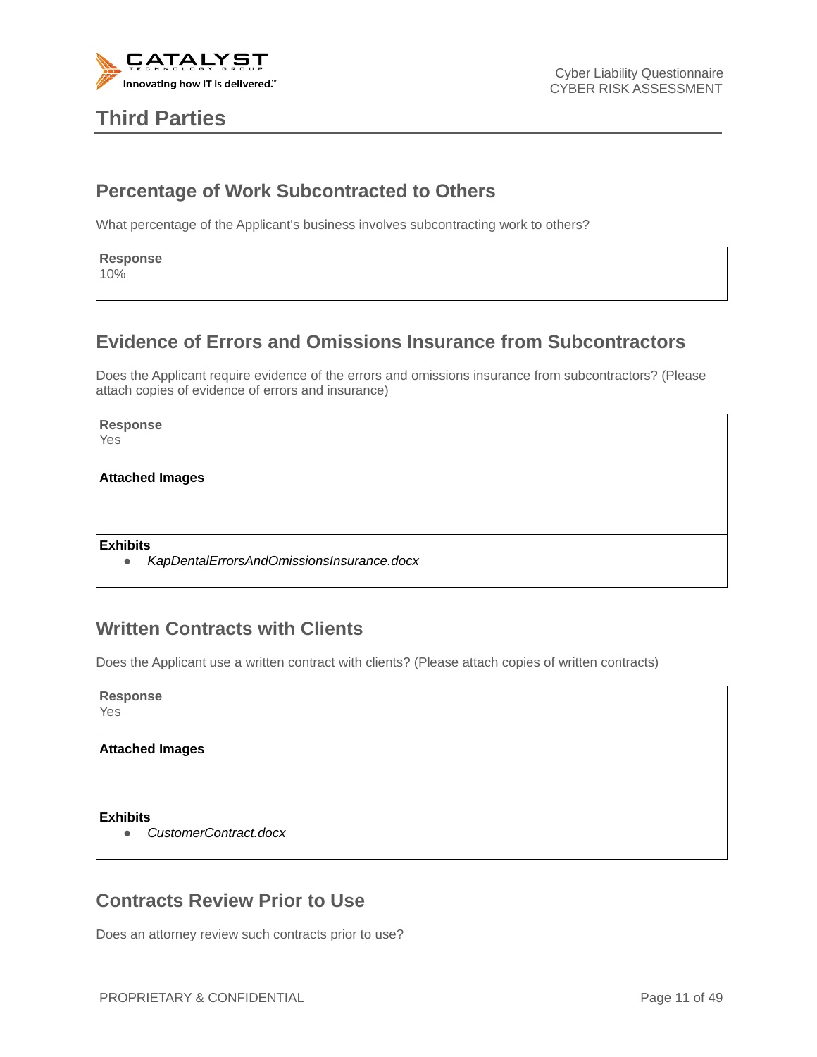# Third Parties

## Percentage of Work Subcontracted to Others

What percentage of the Applicant's business involves subcontracting work to others?

**Response**
10%

## Evidence of Errors and Omissions Insurance from Subcontractors

Does the Applicant require evidence of the errors and omissions insurance from subcontractors? (Please attach copies of evidence of errors and insurance)

**Response**
Yes

**Attached Images**

**Exhibits**

- *KapDentalErrorsAndOmissionsInsurance.docx*

## Written Contracts with Clients

Does the Applicant use a written contract with clients? (Please attach copies of written contracts)

**Response**
Yes

**Attached Images**

**Exhibits**

- *CustomerContract.docx*

## Contracts Review Prior to Use

Does an attorney review such contracts prior to use?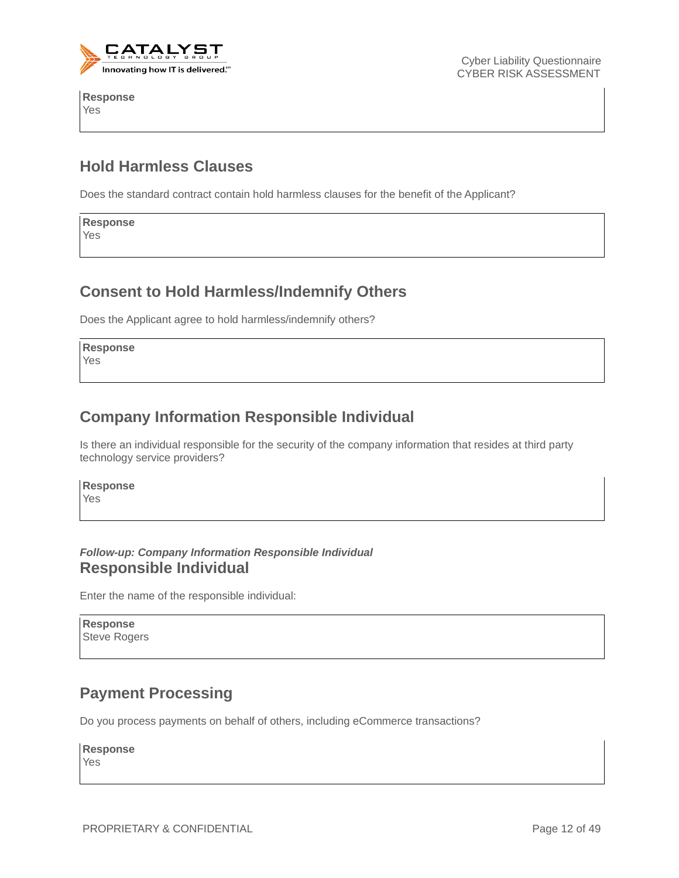**Response**
Yes

## Hold Harmless Clauses

Does the standard contract contain hold harmless clauses for the benefit of the Applicant?

**Response**
Yes

## Consent to Hold Harmless/Indemnify Others

Does the Applicant agree to hold harmless/indemnify others?

**Response**
Yes

## Company Information Responsible Individual

Is there an individual responsible for the security of the company information that resides at third party technology service providers?

**Response**
Yes

***Follow-up: Company Information Responsible Individual***
## Responsible Individual

Enter the name of the responsible individual:

**Response**
Steve Rogers

## Payment Processing

Do you process payments on behalf of others, including eCommerce transactions?

**Response**
Yes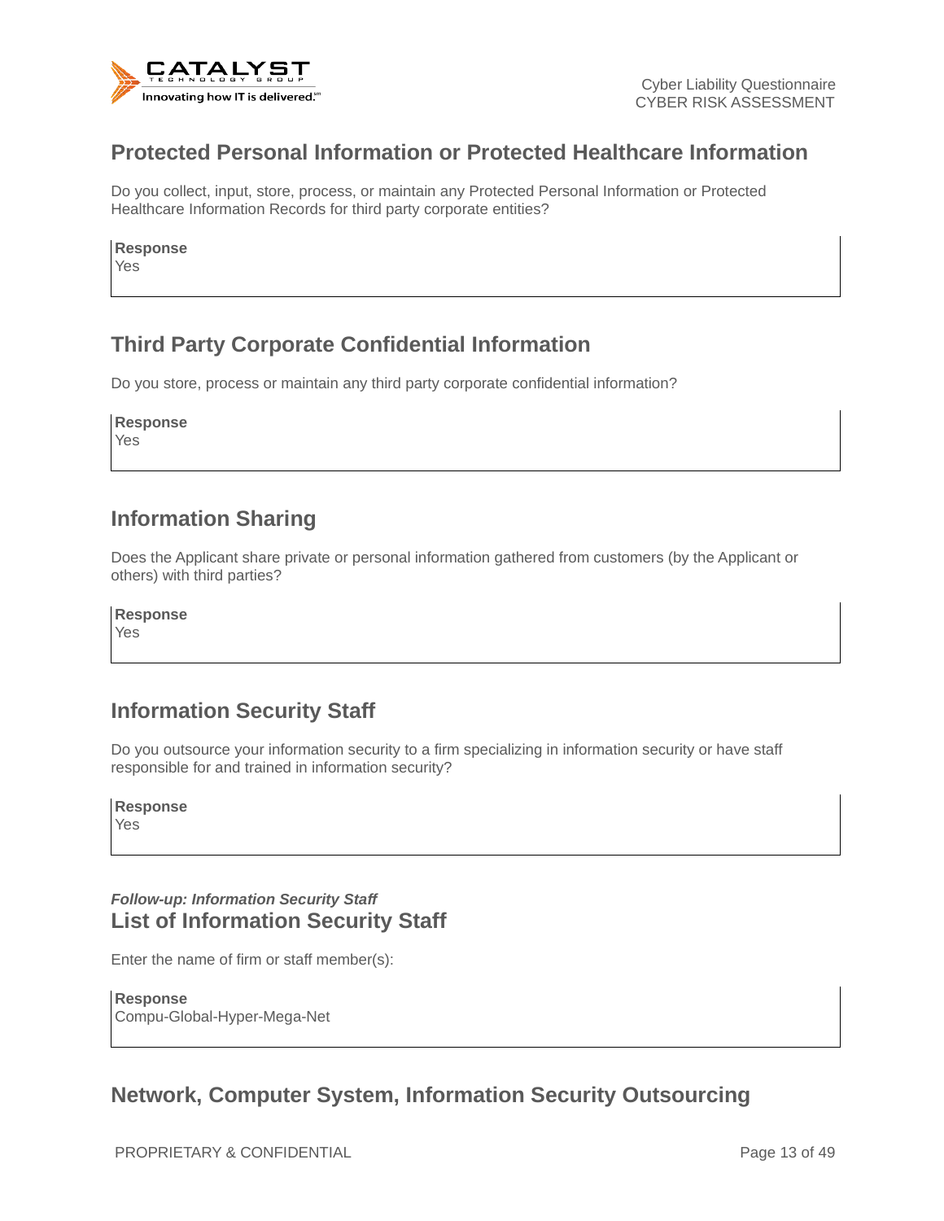## Protected Personal Information or Protected Healthcare Information

Do you collect, input, store, process, or maintain any Protected Personal Information or Protected Healthcare Information Records for third party corporate entities?

**Response**
Yes

## Third Party Corporate Confidential Information

Do you store, process or maintain any third party corporate confidential information?

**Response**
Yes

## Information Sharing

Does the Applicant share private or personal information gathered from customers (by the Applicant or others) with third parties?

**Response**
Yes

## Information Security Staff

Do you outsource your information security to a firm specializing in information security or have staff responsible for and trained in information security?

**Response**
Yes

***Follow-up: Information Security Staff***

## List of Information Security Staff

Enter the name of firm or staff member(s):

**Response**
Compu-Global-Hyper-Mega-Net

## Network, Computer System, Information Security Outsourcing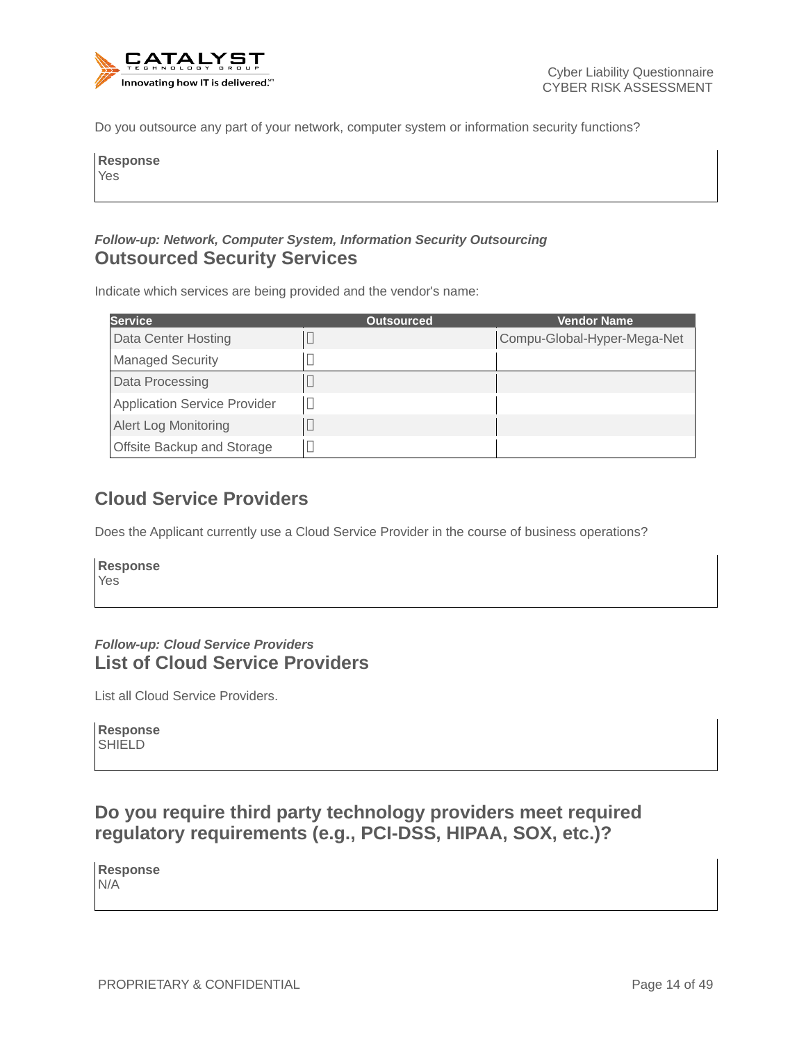Do you outsource any part of your network, computer system or information security functions?

**Response**
Yes

***Follow-up: Network, Computer System, Information Security Outsourcing***

## Outsourced Security Services

Indicate which services are being provided and the vendor's name:

| Service | Outsourced | Vendor Name |
|---|---|---|
| Data Center Hosting | ☐ | Compu-Global-Hyper-Mega-Net |
| Managed Security | ☐ | |
| Data Processing | ☐ | |
| Application Service Provider | ☐ | |
| Alert Log Monitoring | ☐ | |
| Offsite Backup and Storage | ☐ | |

## Cloud Service Providers

Does the Applicant currently use a Cloud Service Provider in the course of business operations?

**Response**
Yes

***Follow-up: Cloud Service Providers***

## List of Cloud Service Providers

List all Cloud Service Providers.

**Response**
SHIELD

## Do you require third party technology providers meet required regulatory requirements (e.g., PCI-DSS, HIPAA, SOX, etc.)?

**Response**
N/A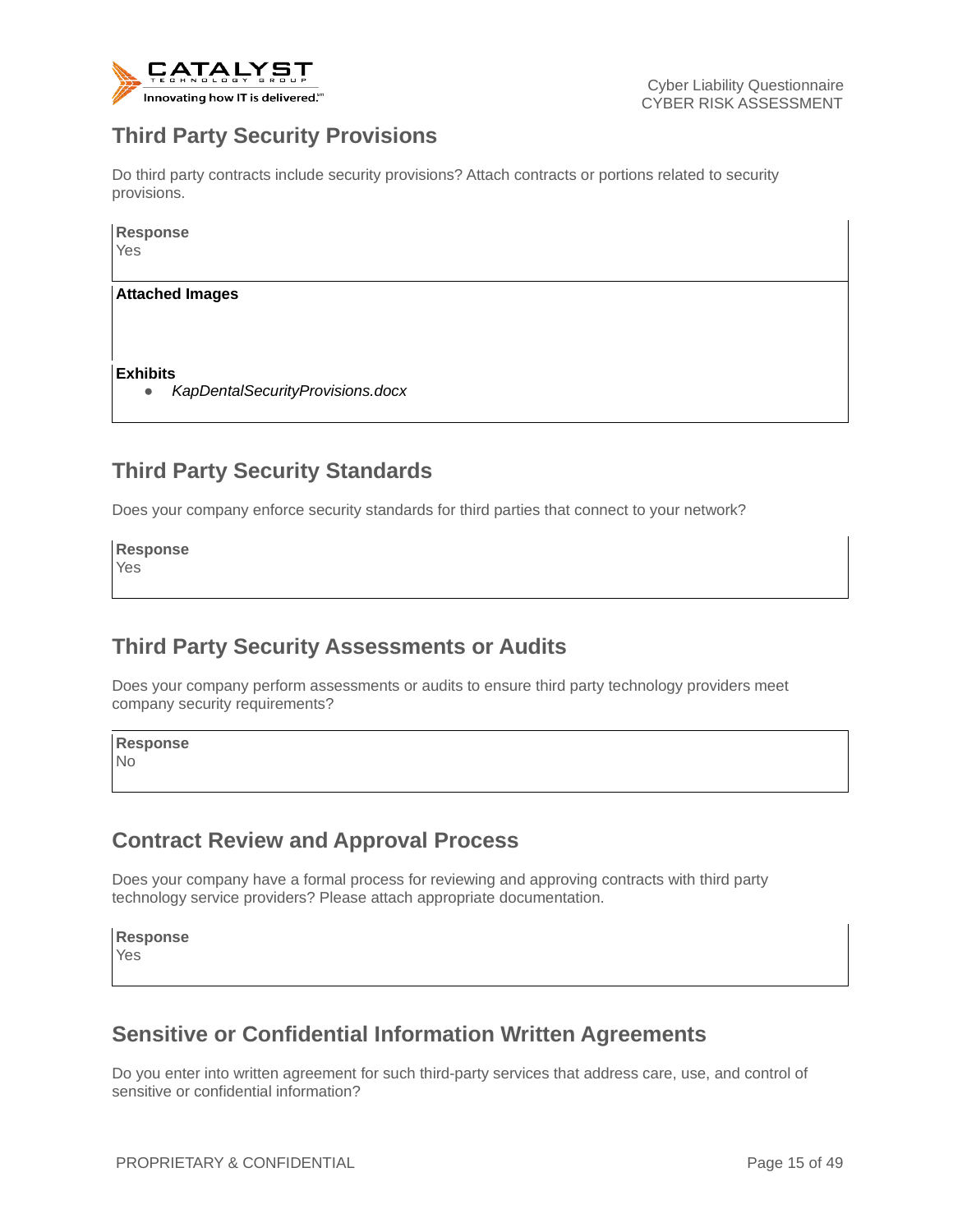## Third Party Security Provisions

Do third party contracts include security provisions? Attach contracts or portions related to security provisions.

**Response**
Yes

**Attached Images**

**Exhibits**

- *KapDentalSecurityProvisions.docx*

## Third Party Security Standards

Does your company enforce security standards for third parties that connect to your network?

**Response**
Yes

## Third Party Security Assessments or Audits

Does your company perform assessments or audits to ensure third party technology providers meet company security requirements?

**Response**
No

## Contract Review and Approval Process

Does your company have a formal process for reviewing and approving contracts with third party technology service providers? Please attach appropriate documentation.

**Response**
Yes

## Sensitive or Confidential Information Written Agreements

Do you enter into written agreement for such third-party services that address care, use, and control of sensitive or confidential information?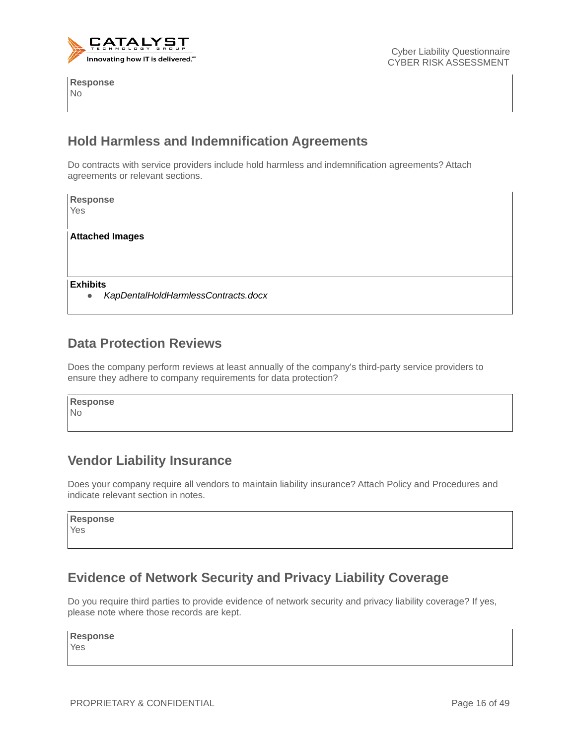**Response**
No

## Hold Harmless and Indemnification Agreements

Do contracts with service providers include hold harmless and indemnification agreements? Attach agreements or relevant sections.

**Response**
Yes

**Attached Images**

**Exhibits**

- *KapDentalHoldHarmlessContracts.docx*

## Data Protection Reviews

Does the company perform reviews at least annually of the company's third-party service providers to ensure they adhere to company requirements for data protection?

**Response**
No

## Vendor Liability Insurance

Does your company require all vendors to maintain liability insurance? Attach Policy and Procedures and indicate relevant section in notes.

**Response**
Yes

## Evidence of Network Security and Privacy Liability Coverage

Do you require third parties to provide evidence of network security and privacy liability coverage? If yes, please note where those records are kept.

**Response**
Yes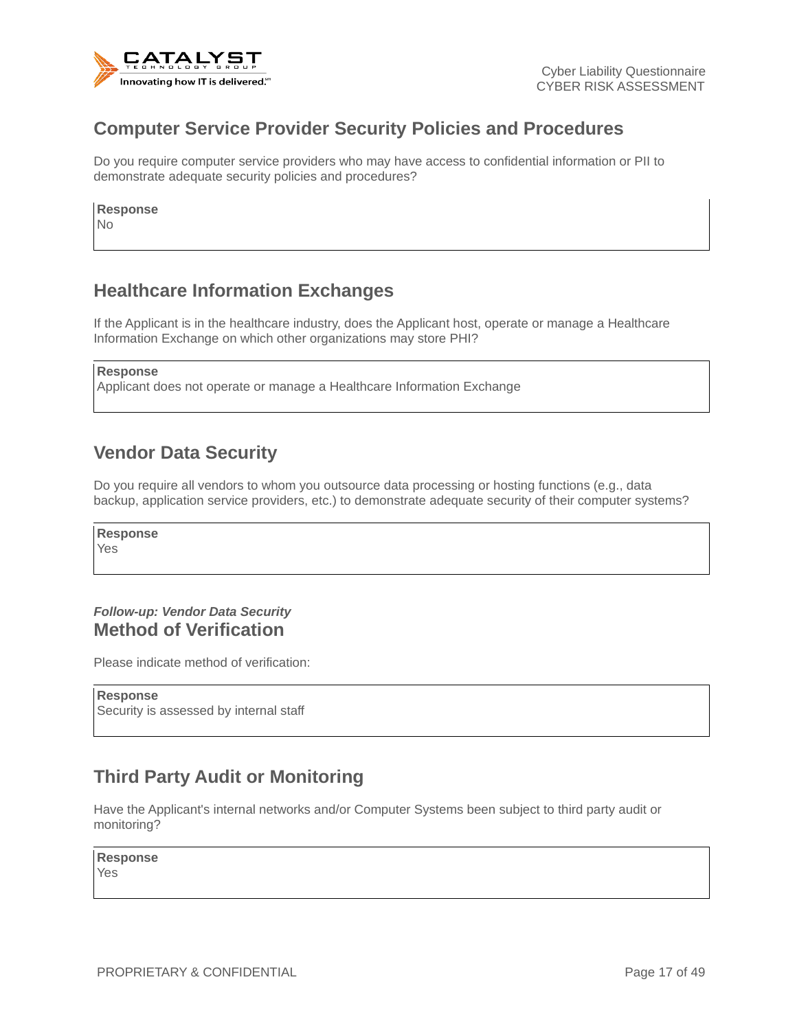## Computer Service Provider Security Policies and Procedures

Do you require computer service providers who may have access to confidential information or PII to demonstrate adequate security policies and procedures?

**Response**
No

## Healthcare Information Exchanges

If the Applicant is in the healthcare industry, does the Applicant host, operate or manage a Healthcare Information Exchange on which other organizations may store PHI?

**Response**
Applicant does not operate or manage a Healthcare Information Exchange

## Vendor Data Security

Do you require all vendors to whom you outsource data processing or hosting functions (e.g., data backup, application service providers, etc.) to demonstrate adequate security of their computer systems?

**Response**
Yes

***Follow-up: Vendor Data Security***
## Method of Verification

Please indicate method of verification:

**Response**
Security is assessed by internal staff

## Third Party Audit or Monitoring

Have the Applicant's internal networks and/or Computer Systems been subject to third party audit or monitoring?

**Response**
Yes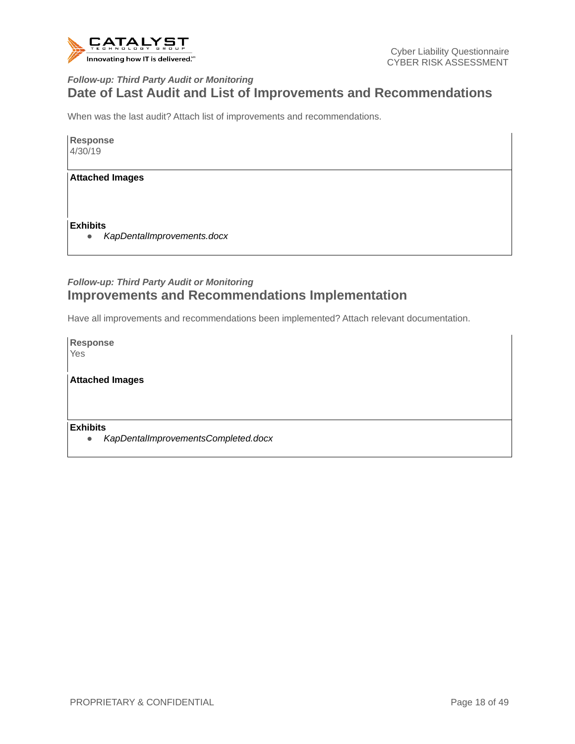*Follow-up: Third Party Audit or Monitoring*

## Date of Last Audit and List of Improvements and Recommendations

When was the last audit? Attach list of improvements and recommendations.

**Response**
4/30/19

**Attached Images**

**Exhibits**

- *KapDentalImprovements.docx*

*Follow-up: Third Party Audit or Monitoring*

## Improvements and Recommendations Implementation

Have all improvements and recommendations been implemented? Attach relevant documentation.

**Response**
Yes

**Attached Images**

**Exhibits**

- *KapDentalImprovementsCompleted.docx*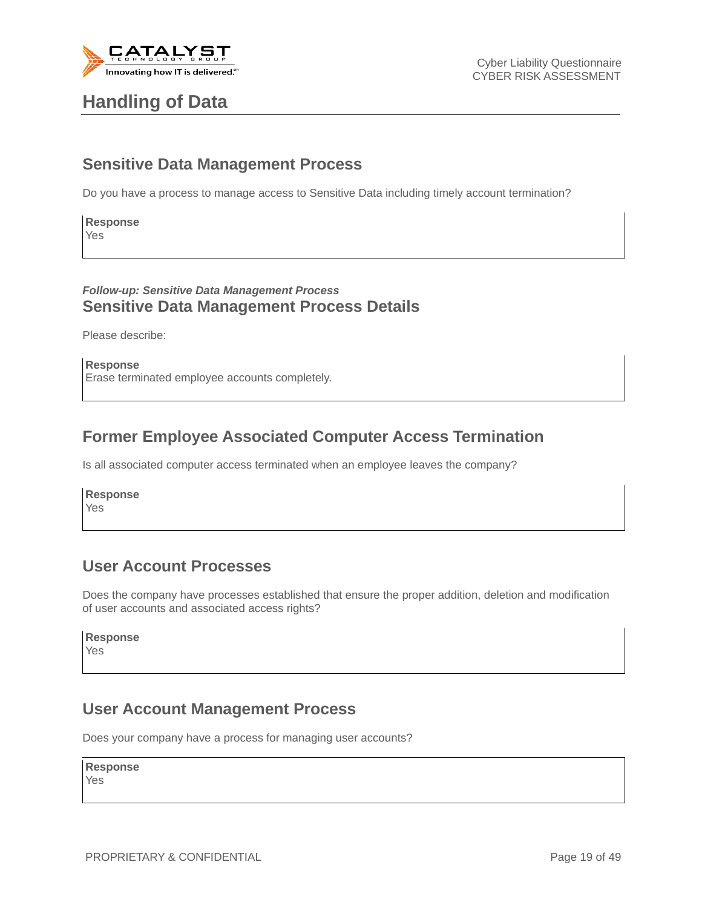# Handling of Data

## Sensitive Data Management Process

Do you have a process to manage access to Sensitive Data including timely account termination?

**Response**
Yes

***Follow-up: Sensitive Data Management Process***
## Sensitive Data Management Process Details

Please describe:

**Response**
Erase terminated employee accounts completely.

## Former Employee Associated Computer Access Termination

Is all associated computer access terminated when an employee leaves the company?

**Response**
Yes

## User Account Processes

Does the company have processes established that ensure the proper addition, deletion and modification of user accounts and associated access rights?

**Response**
Yes

## User Account Management Process

Does your company have a process for managing user accounts?

**Response**
Yes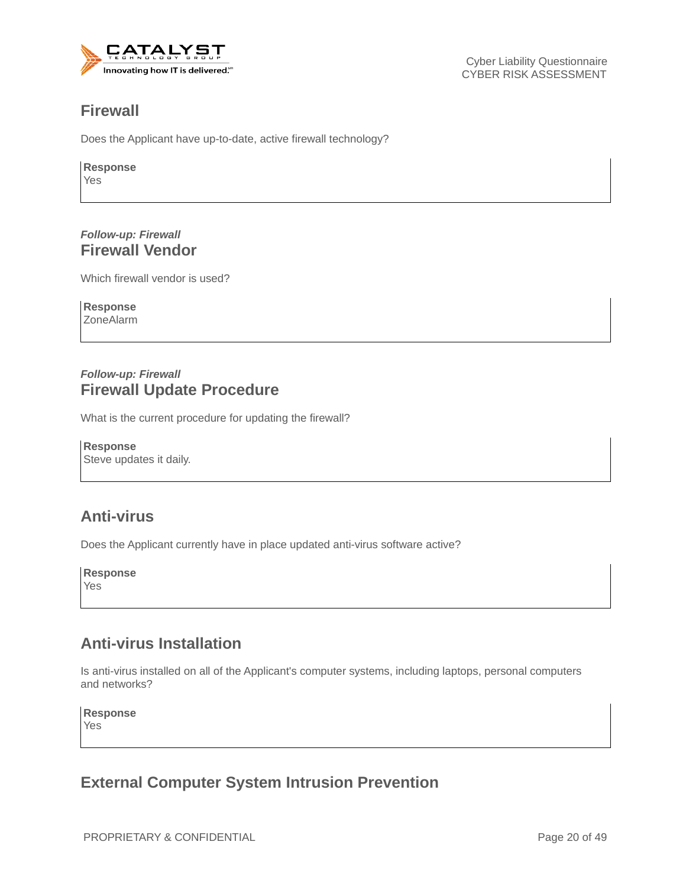## Firewall

Does the Applicant have up-to-date, active firewall technology?

**Response**
Yes

***Follow-up: Firewall***
## Firewall Vendor

Which firewall vendor is used?

**Response**
ZoneAlarm

***Follow-up: Firewall***
## Firewall Update Procedure

What is the current procedure for updating the firewall?

**Response**
Steve updates it daily.

## Anti-virus

Does the Applicant currently have in place updated anti-virus software active?

**Response**
Yes

## Anti-virus Installation

Is anti-virus installed on all of the Applicant's computer systems, including laptops, personal computers and networks?

**Response**
Yes

## External Computer System Intrusion Prevention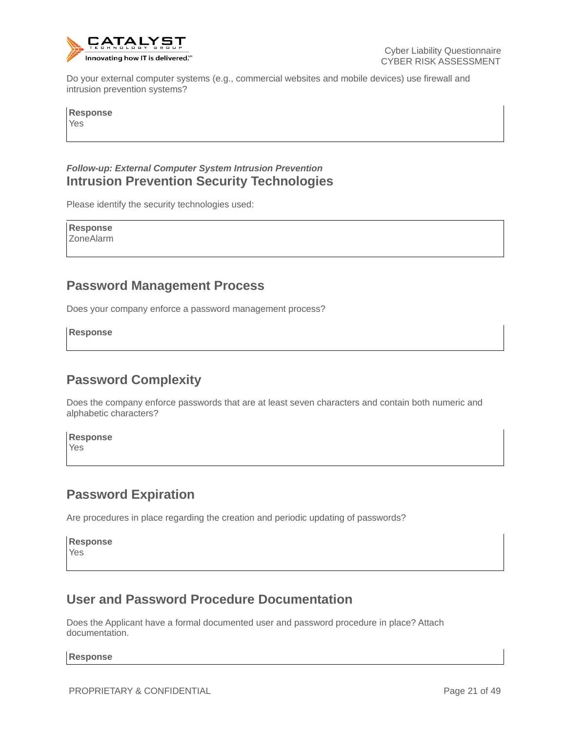Do your external computer systems (e.g., commercial websites and mobile devices) use firewall and intrusion prevention systems?

**Response**
Yes

***Follow-up: External Computer System Intrusion Prevention***

## Intrusion Prevention Security Technologies

Please identify the security technologies used:

**Response**
ZoneAlarm

## Password Management Process

Does your company enforce a password management process?

**Response**

## Password Complexity

Does the company enforce passwords that are at least seven characters and contain both numeric and alphabetic characters?

**Response**
Yes

## Password Expiration

Are procedures in place regarding the creation and periodic updating of passwords?

**Response**
Yes

## User and Password Procedure Documentation

Does the Applicant have a formal documented user and password procedure in place? Attach documentation.

**Response**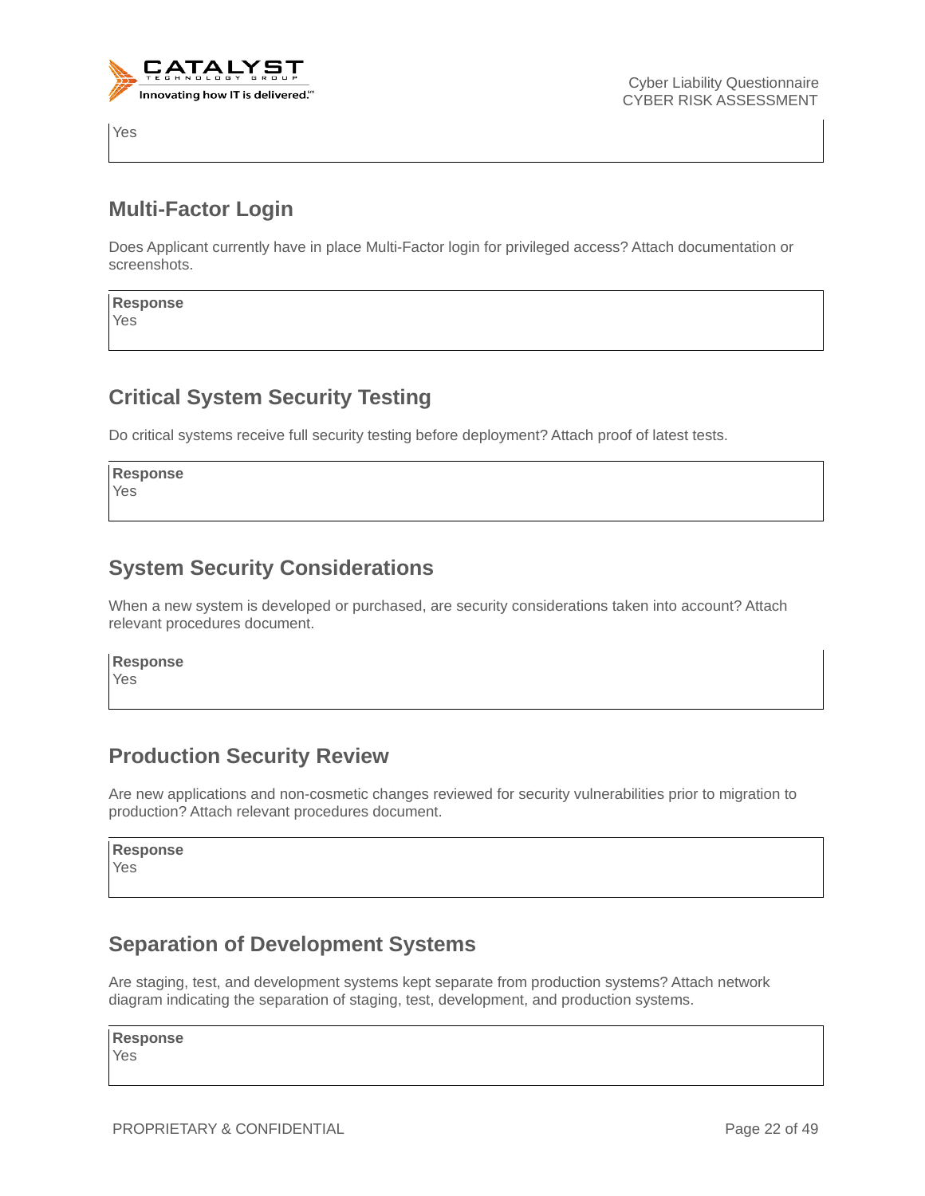Yes

## Multi-Factor Login

Does Applicant currently have in place Multi-Factor login for privileged access? Attach documentation or screenshots.

**Response**
Yes

## Critical System Security Testing

Do critical systems receive full security testing before deployment? Attach proof of latest tests.

**Response**
Yes

## System Security Considerations

When a new system is developed or purchased, are security considerations taken into account? Attach relevant procedures document.

**Response**
Yes

## Production Security Review

Are new applications and non-cosmetic changes reviewed for security vulnerabilities prior to migration to production? Attach relevant procedures document.

**Response**
Yes

## Separation of Development Systems

Are staging, test, and development systems kept separate from production systems? Attach network diagram indicating the separation of staging, test, development, and production systems.

**Response**
Yes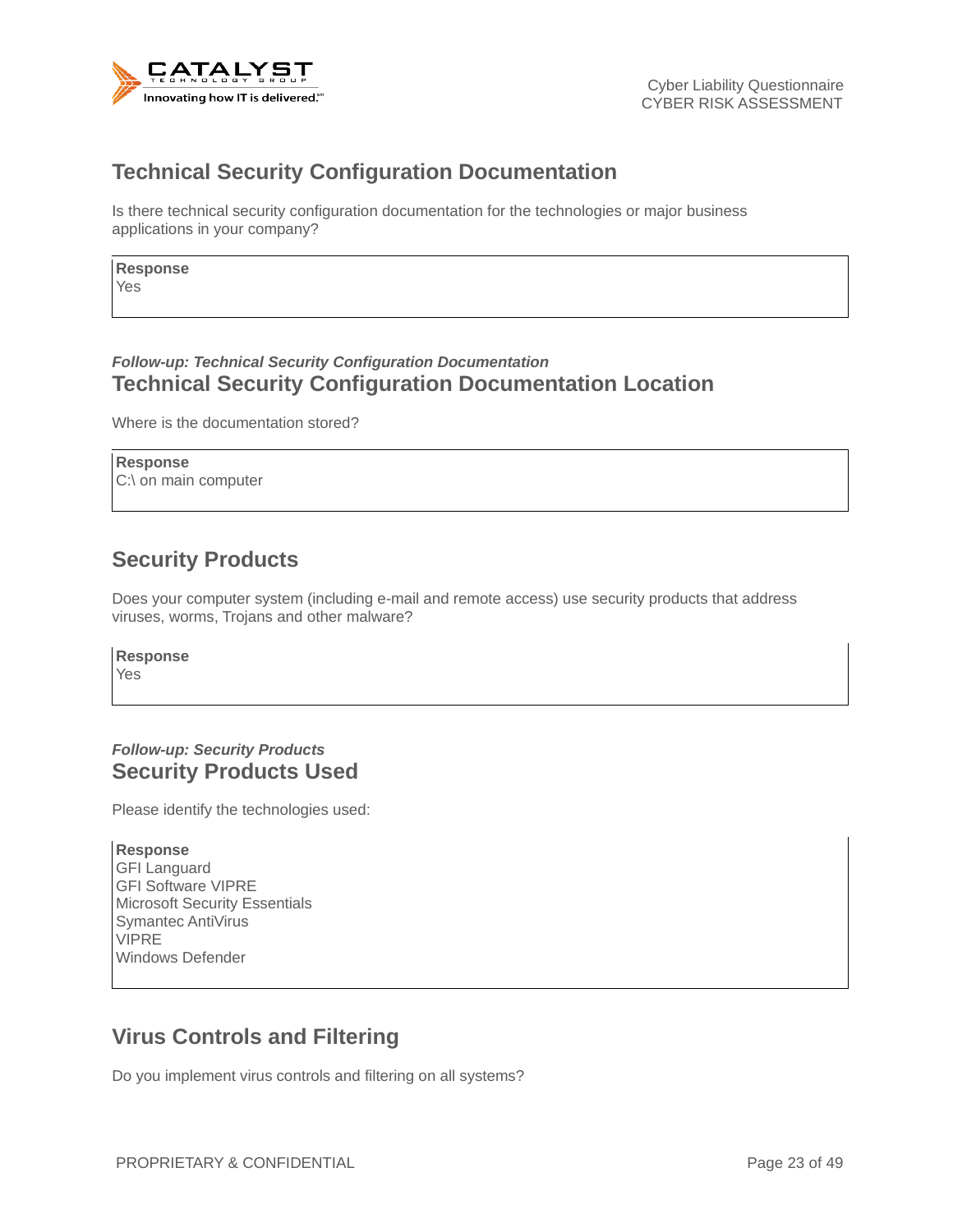## Technical Security Configuration Documentation

Is there technical security configuration documentation for the technologies or major business applications in your company?

**Response**
Yes

***Follow-up: Technical Security Configuration Documentation***

## Technical Security Configuration Documentation Location

Where is the documentation stored?

**Response**
C:\ on main computer

## Security Products

Does your computer system (including e-mail and remote access) use security products that address viruses, worms, Trojans and other malware?

**Response**
Yes

***Follow-up: Security Products***

## Security Products Used

Please identify the technologies used:

**Response**
GFI Languard
GFI Software VIPRE
Microsoft Security Essentials
Symantec AntiVirus
VIPRE
Windows Defender

## Virus Controls and Filtering

Do you implement virus controls and filtering on all systems?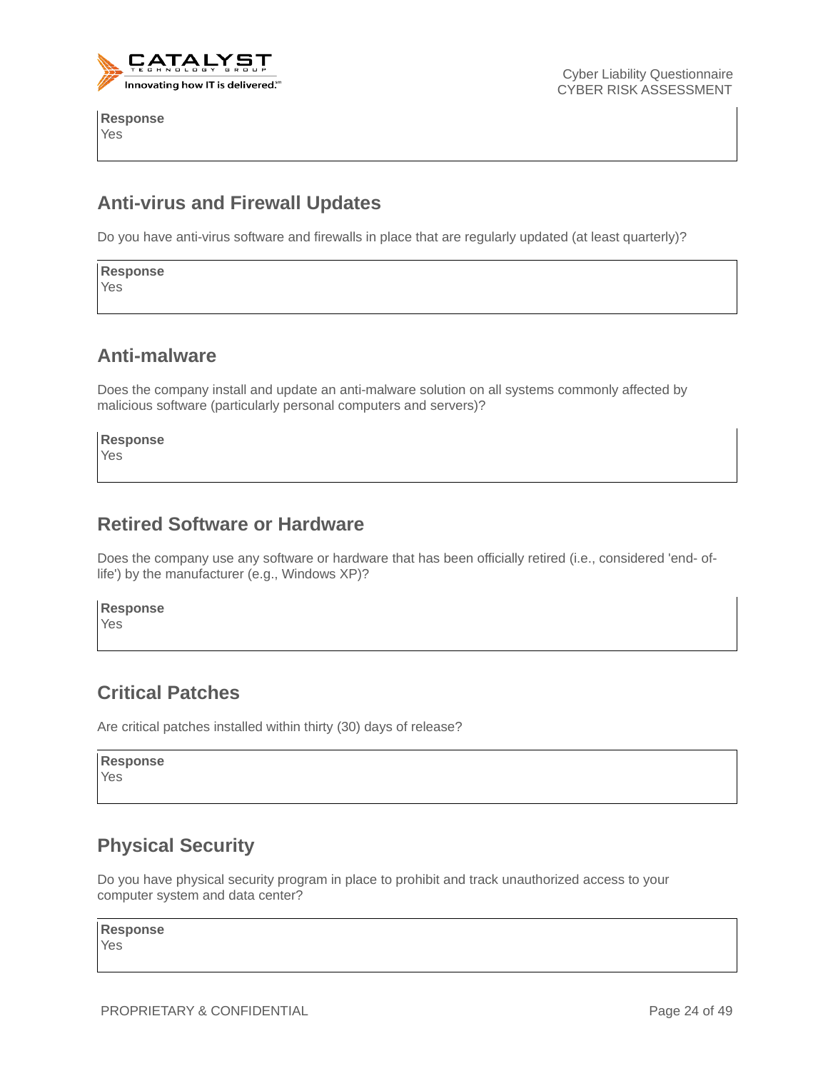**Response**
Yes

## Anti-virus and Firewall Updates

Do you have anti-virus software and firewalls in place that are regularly updated (at least quarterly)?

**Response**
Yes

## Anti-malware

Does the company install and update an anti-malware solution on all systems commonly affected by malicious software (particularly personal computers and servers)?

**Response**
Yes

## Retired Software or Hardware

Does the company use any software or hardware that has been officially retired (i.e., considered 'end- of-life') by the manufacturer (e.g., Windows XP)?

**Response**
Yes

## Critical Patches

Are critical patches installed within thirty (30) days of release?

**Response**
Yes

## Physical Security

Do you have physical security program in place to prohibit and track unauthorized access to your computer system and data center?

**Response**
Yes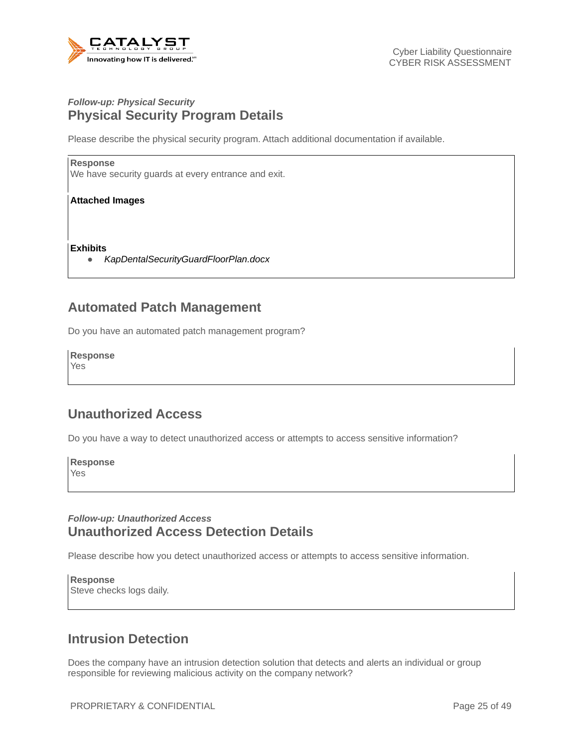*Follow-up: Physical Security*

## Physical Security Program Details

Please describe the physical security program. Attach additional documentation if available.

**Response**
We have security guards at every entrance and exit.

**Attached Images**

**Exhibits**

- *KapDentalSecurityGuardFloorPlan.docx*

## Automated Patch Management

Do you have an automated patch management program?

**Response**
Yes

## Unauthorized Access

Do you have a way to detect unauthorized access or attempts to access sensitive information?

**Response**
Yes

*Follow-up: Unauthorized Access*

## Unauthorized Access Detection Details

Please describe how you detect unauthorized access or attempts to access sensitive information.

**Response**
Steve checks logs daily.

## Intrusion Detection

Does the company have an intrusion detection solution that detects and alerts an individual or group responsible for reviewing malicious activity on the company network?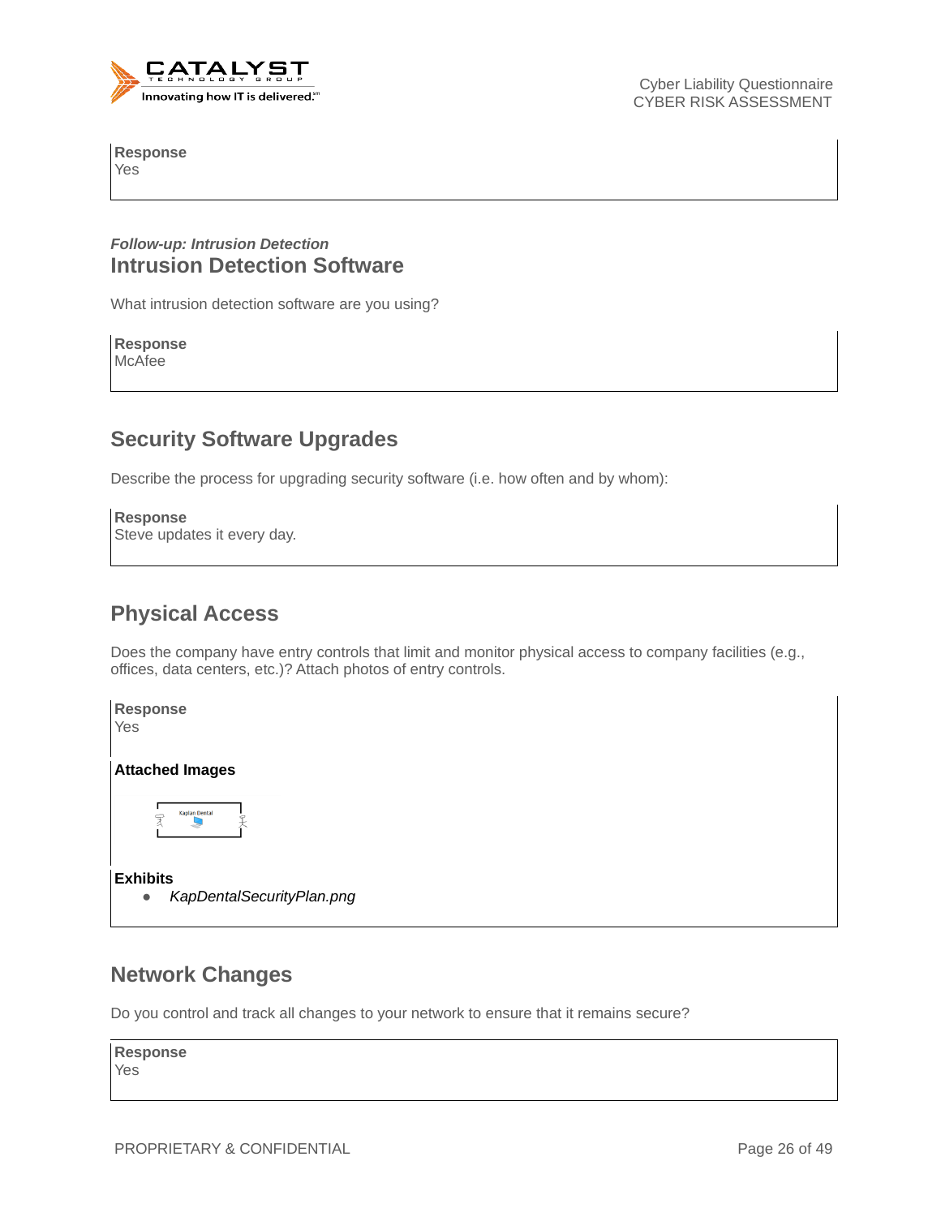**Response**
Yes

*Follow-up: Intrusion Detection*

## Intrusion Detection Software

What intrusion detection software are you using?

**Response**
McAfee

## Security Software Upgrades

Describe the process for upgrading security software (i.e. how often and by whom):

**Response**
Steve updates it every day.

## Physical Access

Does the company have entry controls that limit and monitor physical access to company facilities (e.g., offices, data centers, etc.)? Attach photos of entry controls.

**Response**
Yes

**Attached Images**

**Exhibits**

- *KapDentalSecurityPlan.png*

## Network Changes

Do you control and track all changes to your network to ensure that it remains secure?

**Response**
Yes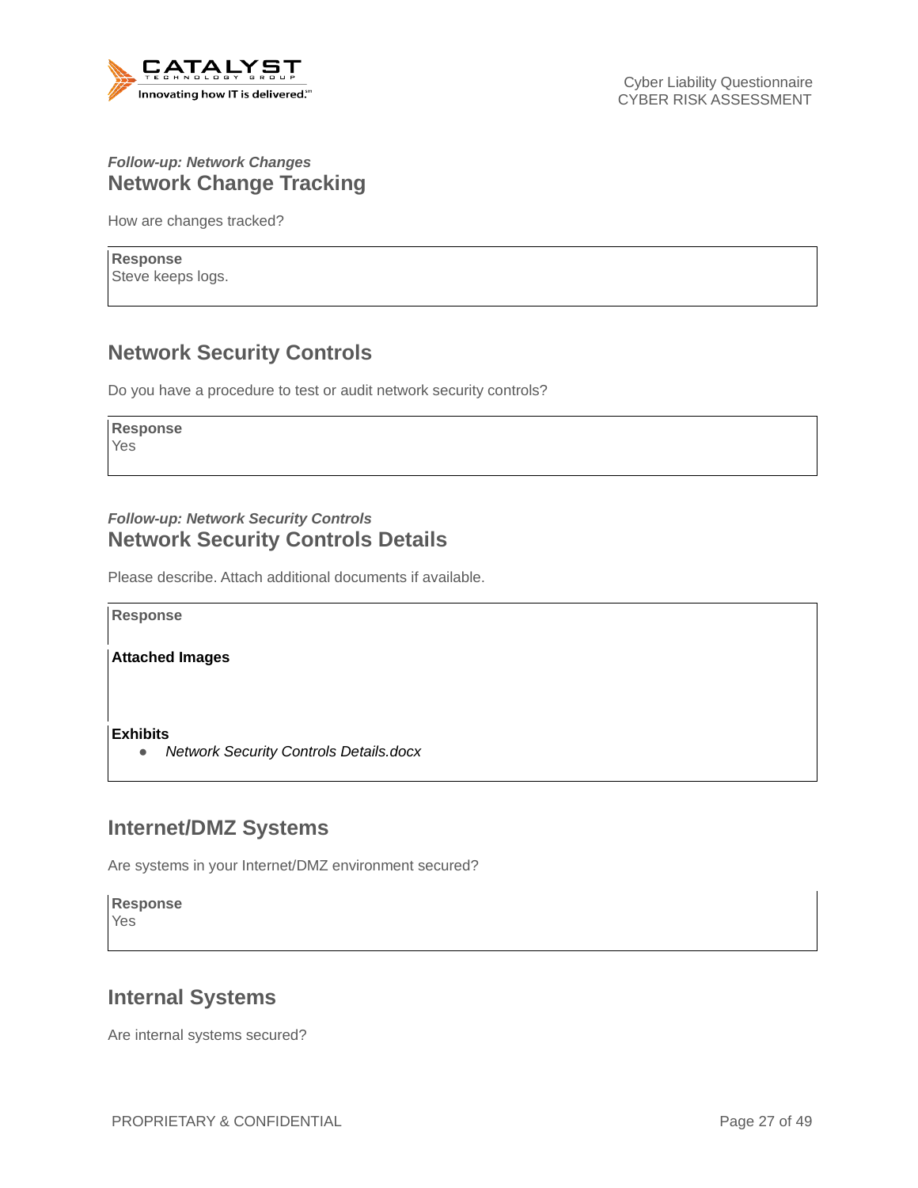*Follow-up: Network Changes*

## Network Change Tracking

How are changes tracked?

**Response**
Steve keeps logs.

## Network Security Controls

Do you have a procedure to test or audit network security controls?

**Response**
Yes

*Follow-up: Network Security Controls*

## Network Security Controls Details

Please describe. Attach additional documents if available.

**Response**

**Attached Images**

**Exhibits**

- *Network Security Controls Details.docx*

## Internet/DMZ Systems

Are systems in your Internet/DMZ environment secured?

**Response**
Yes

## Internal Systems

Are internal systems secured?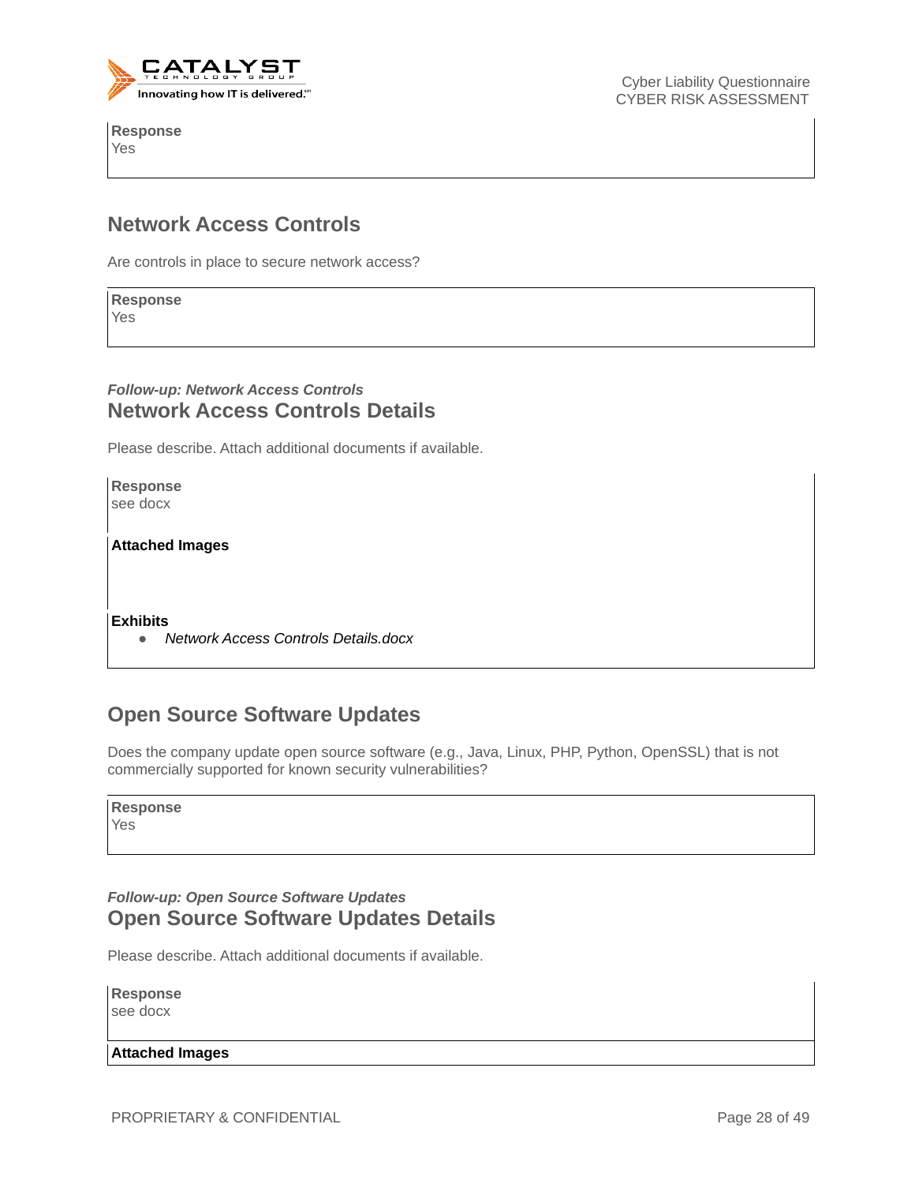**Response**
Yes

## Network Access Controls

Are controls in place to secure network access?

**Response**
Yes

*Follow-up: Network Access Controls*
### Network Access Controls Details

Please describe. Attach additional documents if available.

**Response**
see docx

**Attached Images**

**Exhibits**
- *Network Access Controls Details.docx*

## Open Source Software Updates

Does the company update open source software (e.g., Java, Linux, PHP, Python, OpenSSL) that is not commercially supported for known security vulnerabilities?

**Response**
Yes

*Follow-up: Open Source Software Updates*
### Open Source Software Updates Details

Please describe. Attach additional documents if available.

**Response**
see docx

**Attached Images**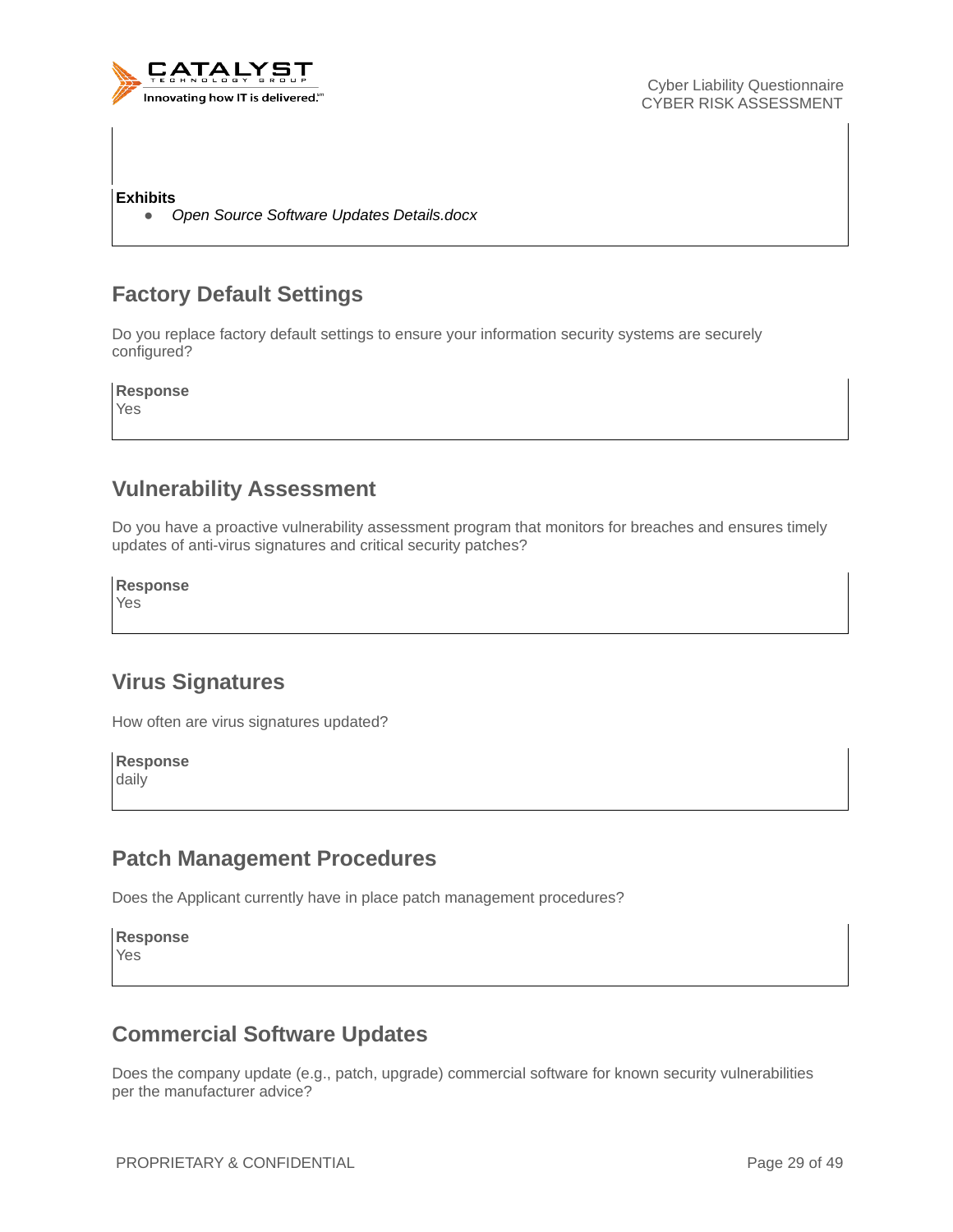**Exhibits**

- *Open Source Software Updates Details.docx*

## Factory Default Settings

Do you replace factory default settings to ensure your information security systems are securely configured?

**Response**
Yes

## Vulnerability Assessment

Do you have a proactive vulnerability assessment program that monitors for breaches and ensures timely updates of anti-virus signatures and critical security patches?

**Response**
Yes

## Virus Signatures

How often are virus signatures updated?

**Response**
daily

## Patch Management Procedures

Does the Applicant currently have in place patch management procedures?

**Response**
Yes

## Commercial Software Updates

Does the company update (e.g., patch, upgrade) commercial software for known security vulnerabilities per the manufacturer advice?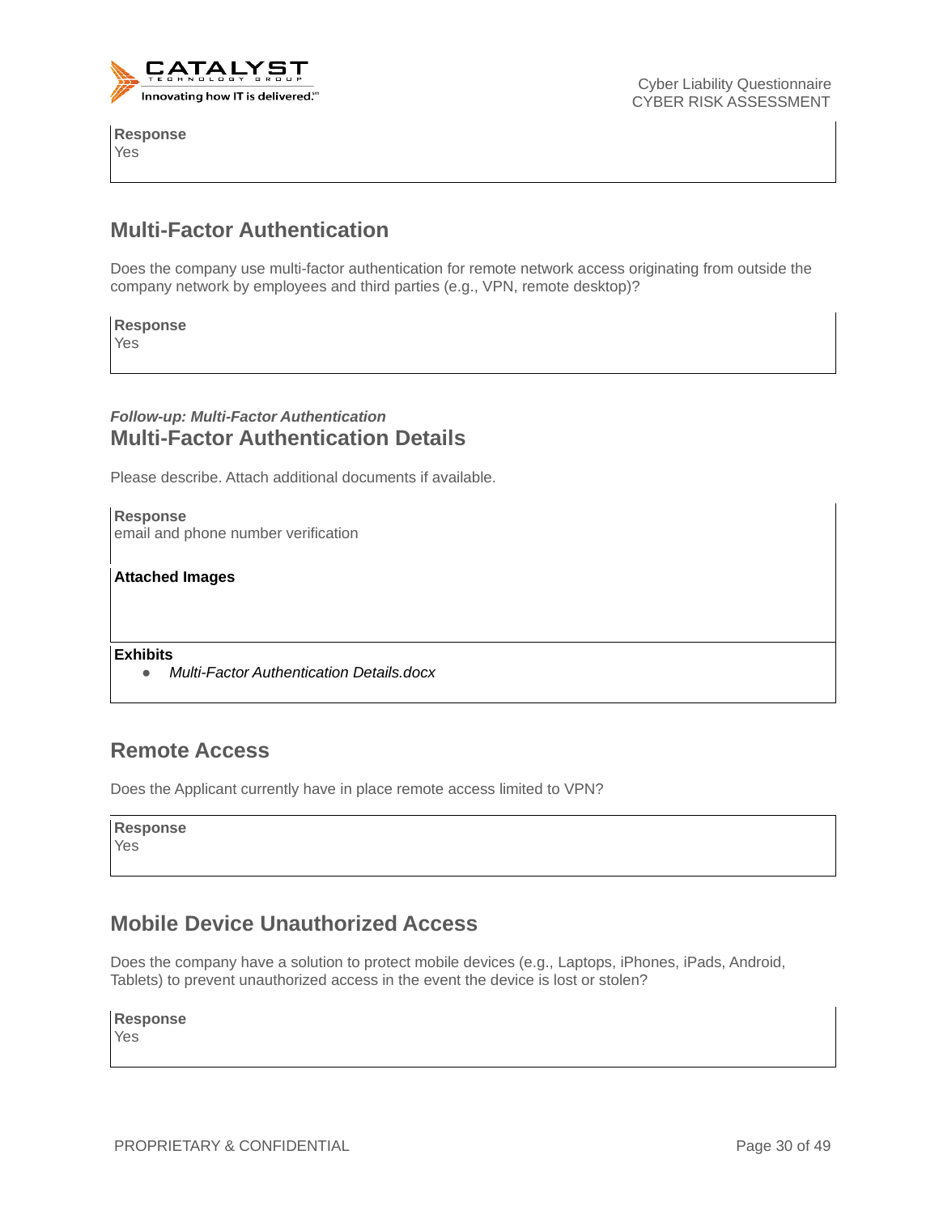**Response**
Yes

## Multi-Factor Authentication

Does the company use multi-factor authentication for remote network access originating from outside the company network by employees and third parties (e.g., VPN, remote desktop)?

**Response**
Yes

***Follow-up: Multi-Factor Authentication***
## Multi-Factor Authentication Details

Please describe. Attach additional documents if available.

**Response**
email and phone number verification

**Attached Images**

**Exhibits**
- *Multi-Factor Authentication Details.docx*

## Remote Access

Does the Applicant currently have in place remote access limited to VPN?

**Response**
Yes

## Mobile Device Unauthorized Access

Does the company have a solution to protect mobile devices (e.g., Laptops, iPhones, iPads, Android, Tablets) to prevent unauthorized access in the event the device is lost or stolen?

**Response**
Yes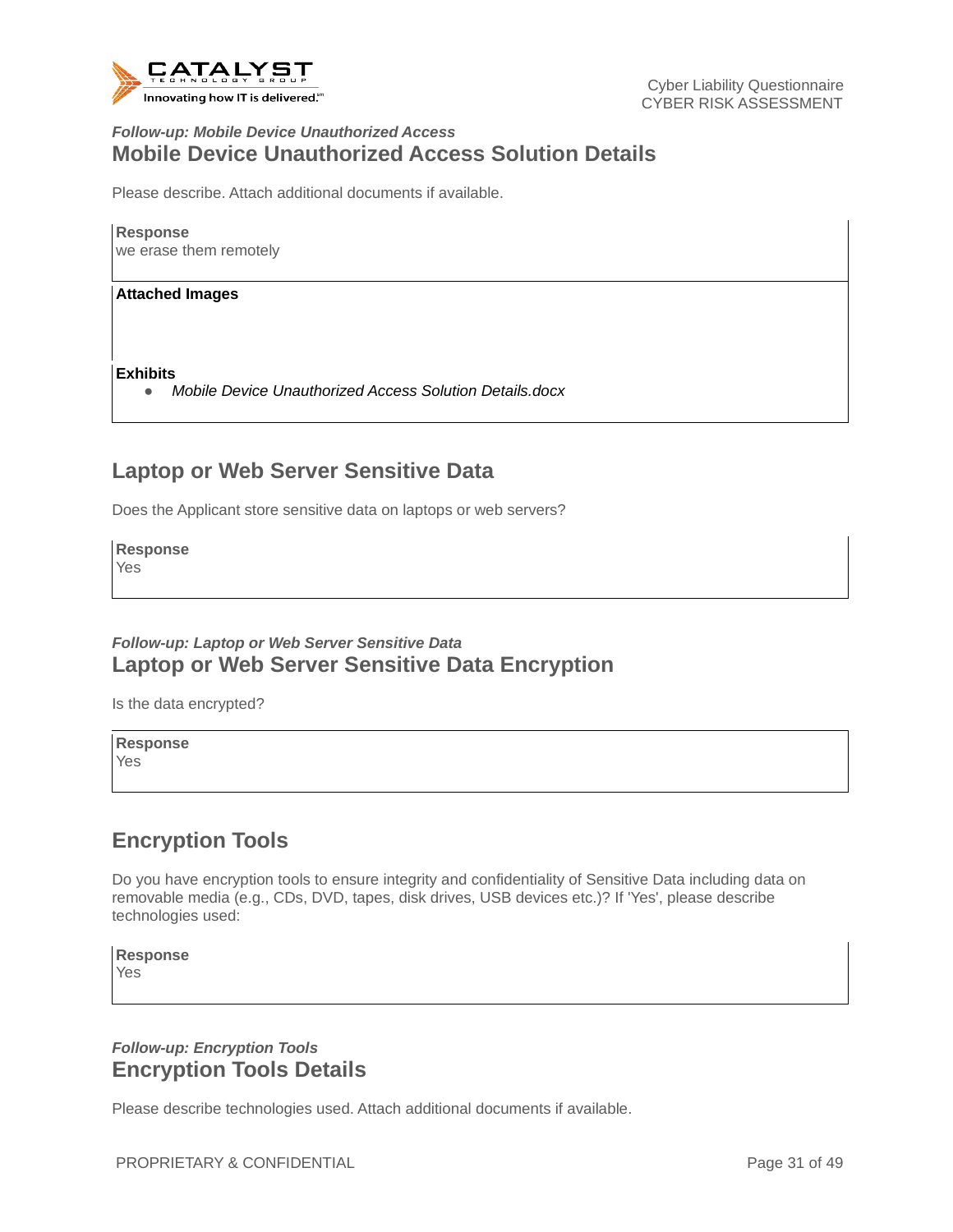*Follow-up: Mobile Device Unauthorized Access*

## Mobile Device Unauthorized Access Solution Details

Please describe. Attach additional documents if available.

**Response**
we erase them remotely

**Attached Images**

**Exhibits**

- *Mobile Device Unauthorized Access Solution Details.docx*

## Laptop or Web Server Sensitive Data

Does the Applicant store sensitive data on laptops or web servers?

**Response**
Yes

*Follow-up: Laptop or Web Server Sensitive Data*

## Laptop or Web Server Sensitive Data Encryption

Is the data encrypted?

**Response**
Yes

## Encryption Tools

Do you have encryption tools to ensure integrity and confidentiality of Sensitive Data including data on removable media (e.g., CDs, DVD, tapes, disk drives, USB devices etc.)? If 'Yes', please describe technologies used:

**Response**
Yes

*Follow-up: Encryption Tools*

## Encryption Tools Details

Please describe technologies used. Attach additional documents if available.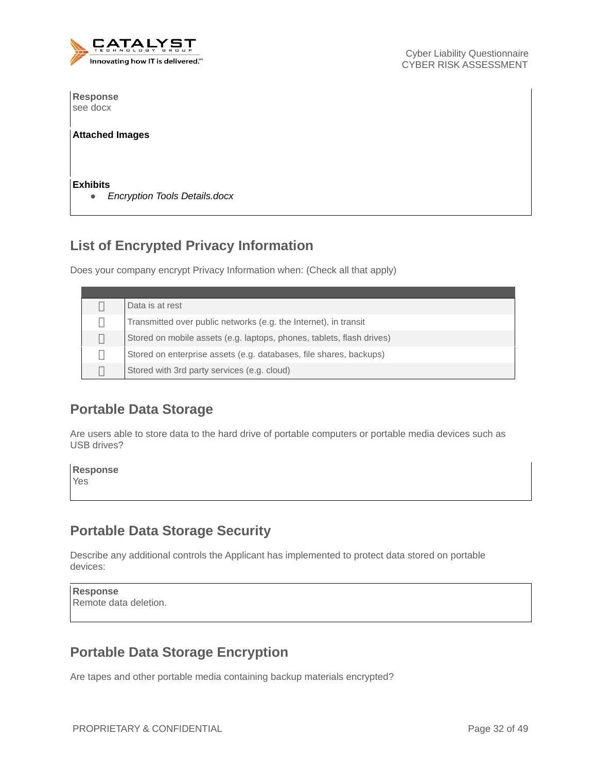**Response**
see docx

**Attached Images**

**Exhibits**

- *Encryption Tools Details.docx*

## List of Encrypted Privacy Information

Does your company encrypt Privacy Information when: (Check all that apply)

| | |
|---|---|
| ☐ | Data is at rest |
| ☐ | Transmitted over public networks (e.g. the Internet), in transit |
| ☐ | Stored on mobile assets (e.g. laptops, phones, tablets, flash drives) |
| ☐ | Stored on enterprise assets (e.g. databases, file shares, backups) |
| ☐ | Stored with 3rd party services (e.g. cloud) |

## Portable Data Storage

Are users able to store data to the hard drive of portable computers or portable media devices such as USB drives?

**Response**
Yes

## Portable Data Storage Security

Describe any additional controls the Applicant has implemented to protect data stored on portable devices:

**Response**
Remote data deletion.

## Portable Data Storage Encryption

Are tapes and other portable media containing backup materials encrypted?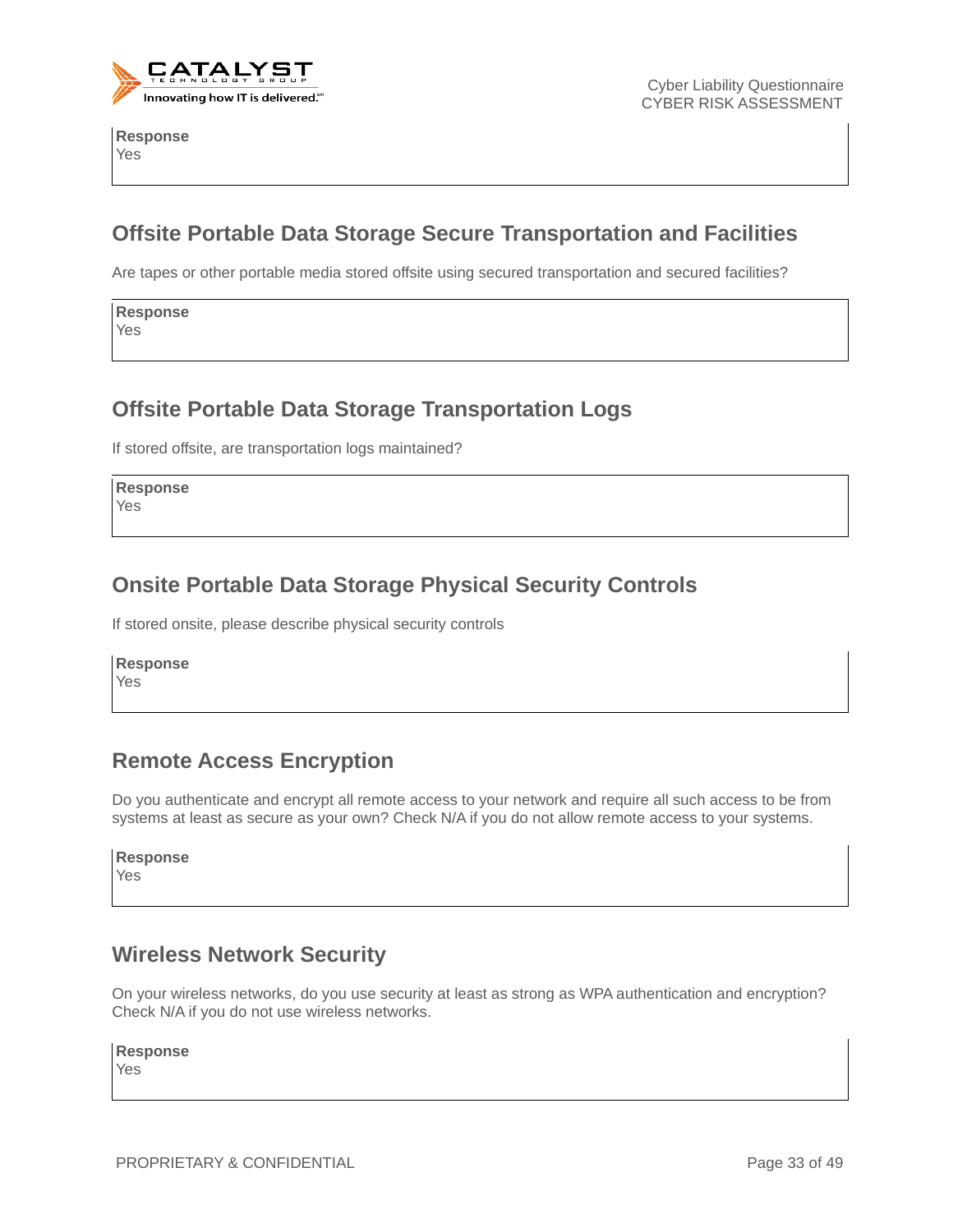**Response**
Yes

## Offsite Portable Data Storage Secure Transportation and Facilities

Are tapes or other portable media stored offsite using secured transportation and secured facilities?

**Response**
Yes

## Offsite Portable Data Storage Transportation Logs

If stored offsite, are transportation logs maintained?

**Response**
Yes

## Onsite Portable Data Storage Physical Security Controls

If stored onsite, please describe physical security controls

**Response**
Yes

## Remote Access Encryption

Do you authenticate and encrypt all remote access to your network and require all such access to be from systems at least as secure as your own? Check N/A if you do not allow remote access to your systems.

**Response**
Yes

## Wireless Network Security

On your wireless networks, do you use security at least as strong as WPA authentication and encryption? Check N/A if you do not use wireless networks.

**Response**
Yes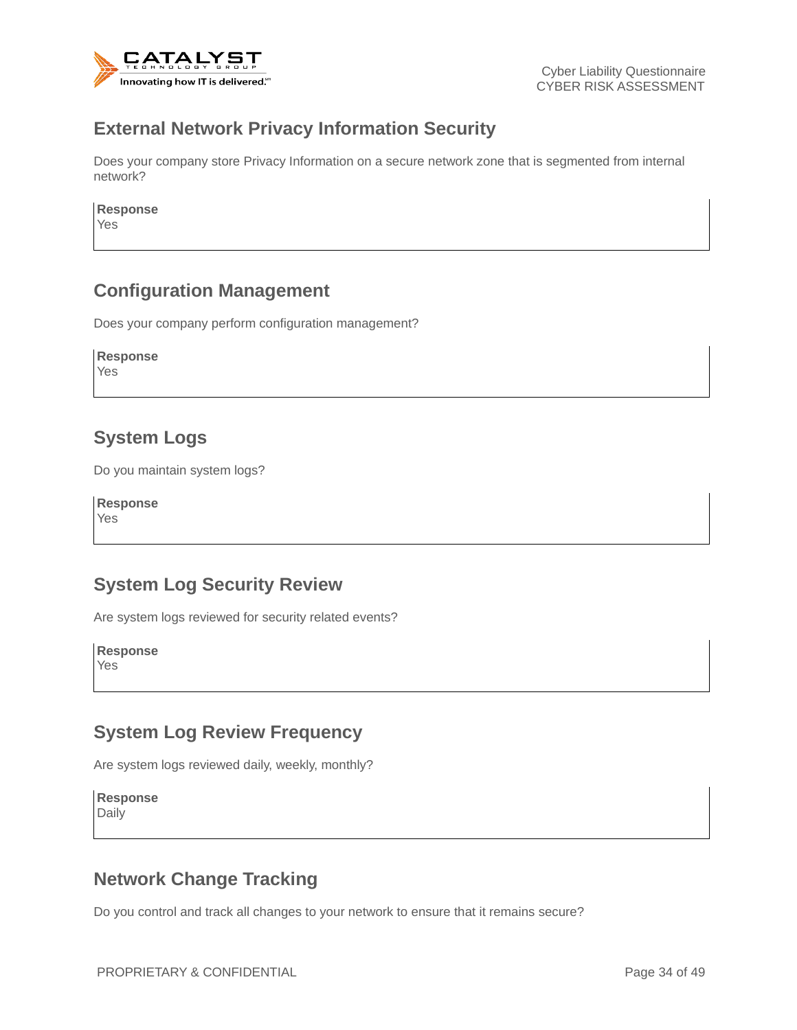## External Network Privacy Information Security

Does your company store Privacy Information on a secure network zone that is segmented from internal network?

**Response**
Yes

## Configuration Management

Does your company perform configuration management?

**Response**
Yes

## System Logs

Do you maintain system logs?

**Response**
Yes

## System Log Security Review

Are system logs reviewed for security related events?

**Response**
Yes

## System Log Review Frequency

Are system logs reviewed daily, weekly, monthly?

**Response**
Daily

## Network Change Tracking

Do you control and track all changes to your network to ensure that it remains secure?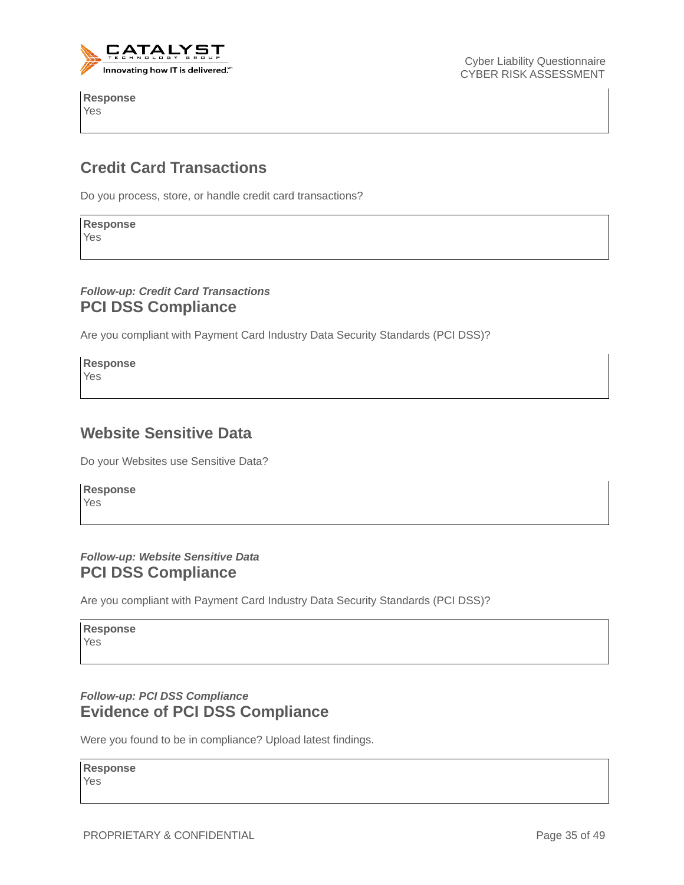**Response**
Yes

## Credit Card Transactions

Do you process, store, or handle credit card transactions?

**Response**
Yes

*Follow-up: Credit Card Transactions*
### PCI DSS Compliance

Are you compliant with Payment Card Industry Data Security Standards (PCI DSS)?

**Response**
Yes

## Website Sensitive Data

Do your Websites use Sensitive Data?

**Response**
Yes

*Follow-up: Website Sensitive Data*
### PCI DSS Compliance

Are you compliant with Payment Card Industry Data Security Standards (PCI DSS)?

**Response**
Yes

*Follow-up: PCI DSS Compliance*
### Evidence of PCI DSS Compliance

Were you found to be in compliance? Upload latest findings.

**Response**
Yes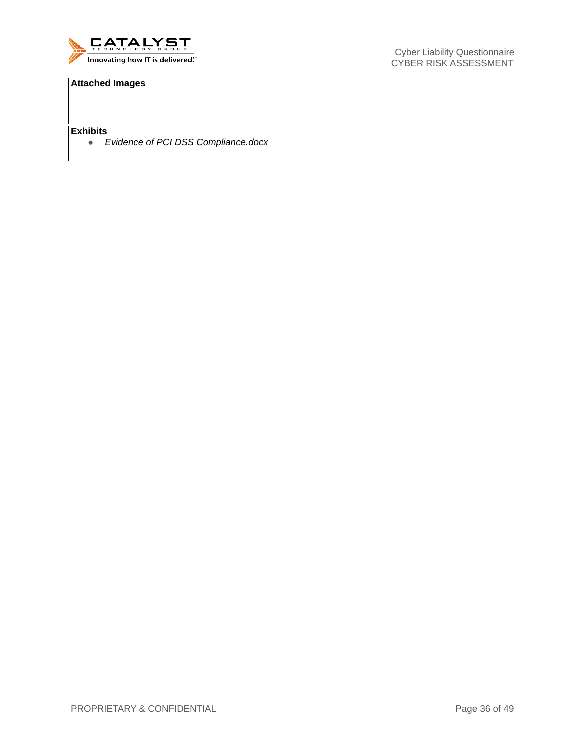**Attached Images**

**Exhibits**

- *Evidence of PCI DSS Compliance.docx*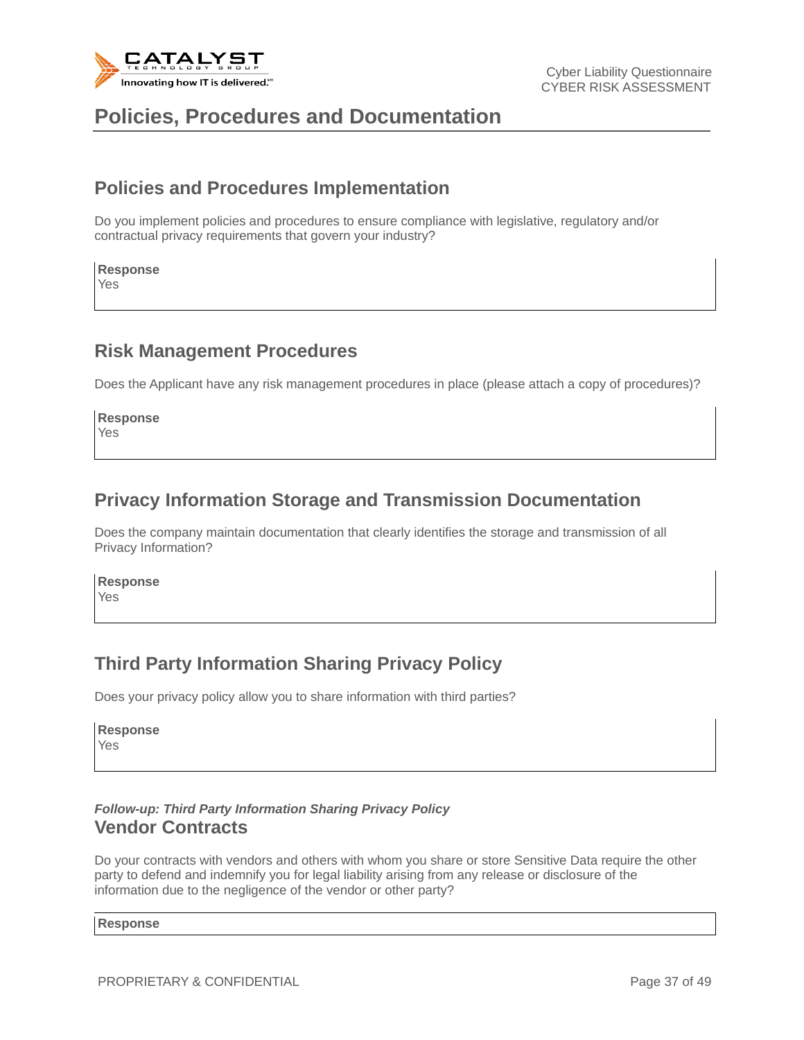# Policies, Procedures and Documentation

## Policies and Procedures Implementation

Do you implement policies and procedures to ensure compliance with legislative, regulatory and/or contractual privacy requirements that govern your industry?

**Response**
Yes

## Risk Management Procedures

Does the Applicant have any risk management procedures in place (please attach a copy of procedures)?

**Response**
Yes

## Privacy Information Storage and Transmission Documentation

Does the company maintain documentation that clearly identifies the storage and transmission of all Privacy Information?

**Response**
Yes

## Third Party Information Sharing Privacy Policy

Does your privacy policy allow you to share information with third parties?

**Response**
Yes

***Follow-up: Third Party Information Sharing Privacy Policy***

## Vendor Contracts

Do your contracts with vendors and others with whom you share or store Sensitive Data require the other party to defend and indemnify you for legal liability arising from any release or disclosure of the information due to the negligence of the vendor or other party?

**Response**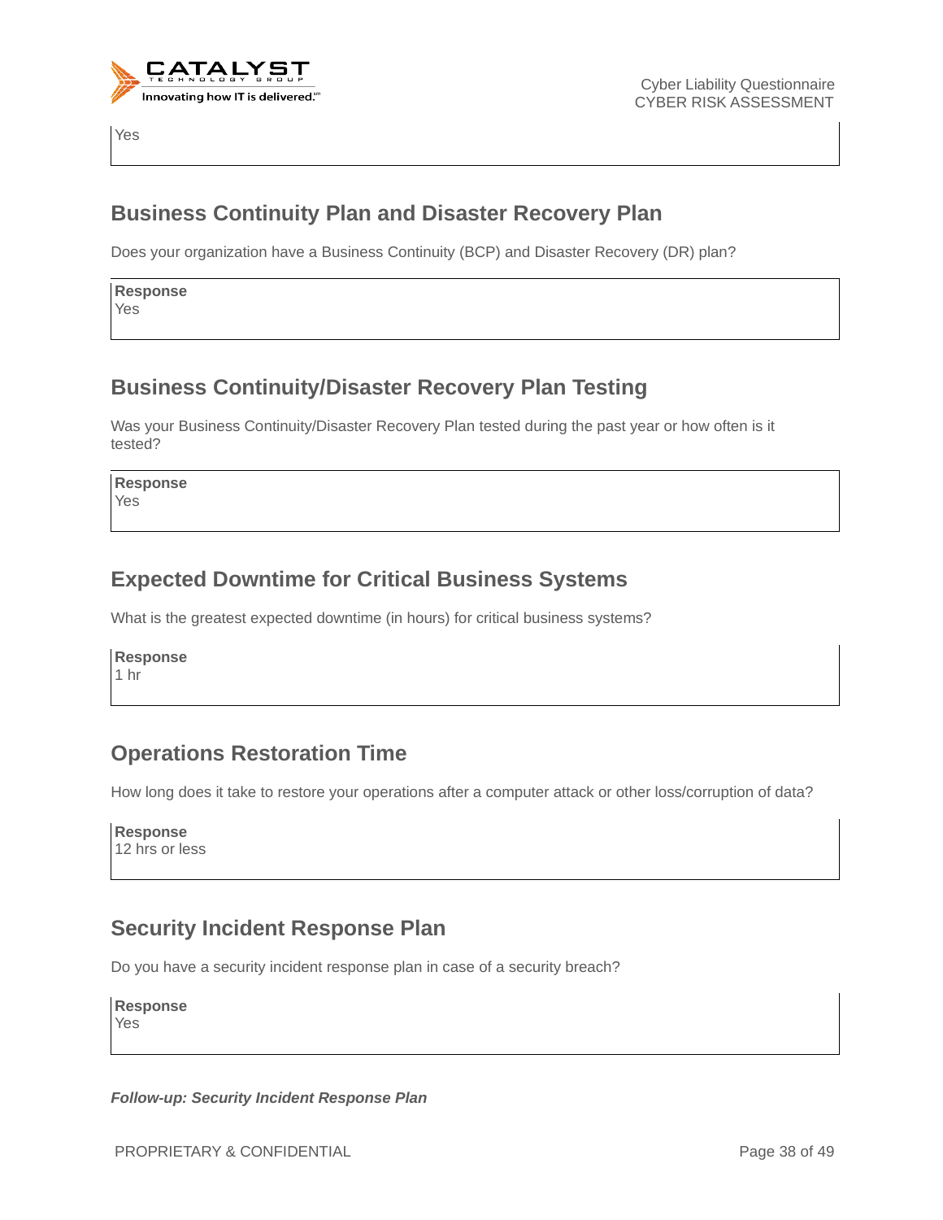Yes

## Business Continuity Plan and Disaster Recovery Plan

Does your organization have a Business Continuity (BCP) and Disaster Recovery (DR) plan?

**Response**
Yes

## Business Continuity/Disaster Recovery Plan Testing

Was your Business Continuity/Disaster Recovery Plan tested during the past year or how often is it tested?

**Response**
Yes

## Expected Downtime for Critical Business Systems

What is the greatest expected downtime (in hours) for critical business systems?

**Response**
1 hr

## Operations Restoration Time

How long does it take to restore your operations after a computer attack or other loss/corruption of data?

**Response**
12 hrs or less

## Security Incident Response Plan

Do you have a security incident response plan in case of a security breach?

**Response**
Yes

***Follow-up: Security Incident Response Plan***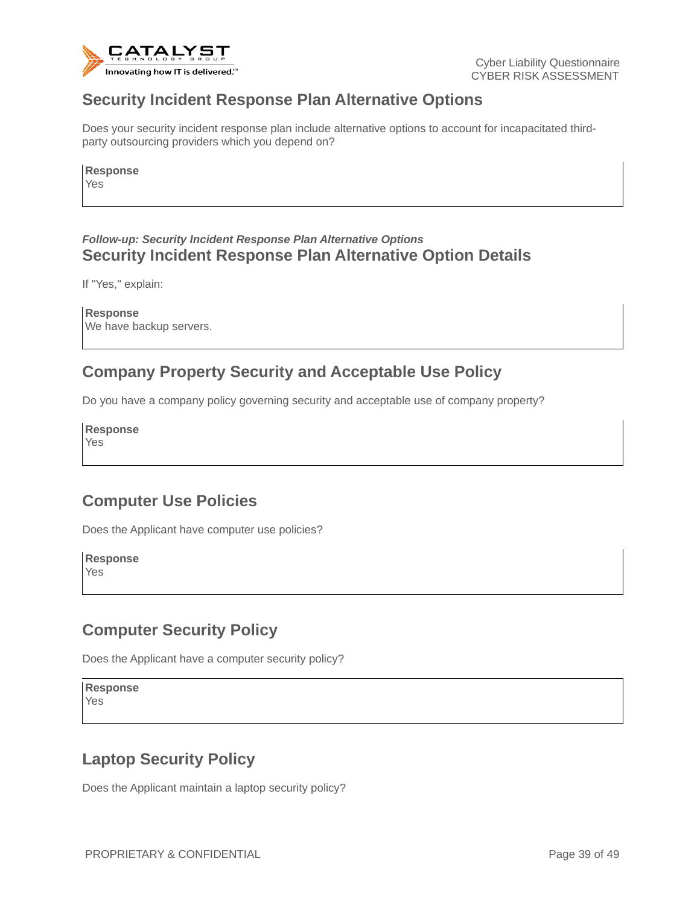## Security Incident Response Plan Alternative Options

Does your security incident response plan include alternative options to account for incapacitated third-party outsourcing providers which you depend on?

**Response**
Yes

***Follow-up: Security Incident Response Plan Alternative Options***

## Security Incident Response Plan Alternative Option Details

If "Yes," explain:

**Response**
We have backup servers.

## Company Property Security and Acceptable Use Policy

Do you have a company policy governing security and acceptable use of company property?

**Response**
Yes

## Computer Use Policies

Does the Applicant have computer use policies?

**Response**
Yes

## Computer Security Policy

Does the Applicant have a computer security policy?

**Response**
Yes

## Laptop Security Policy

Does the Applicant maintain a laptop security policy?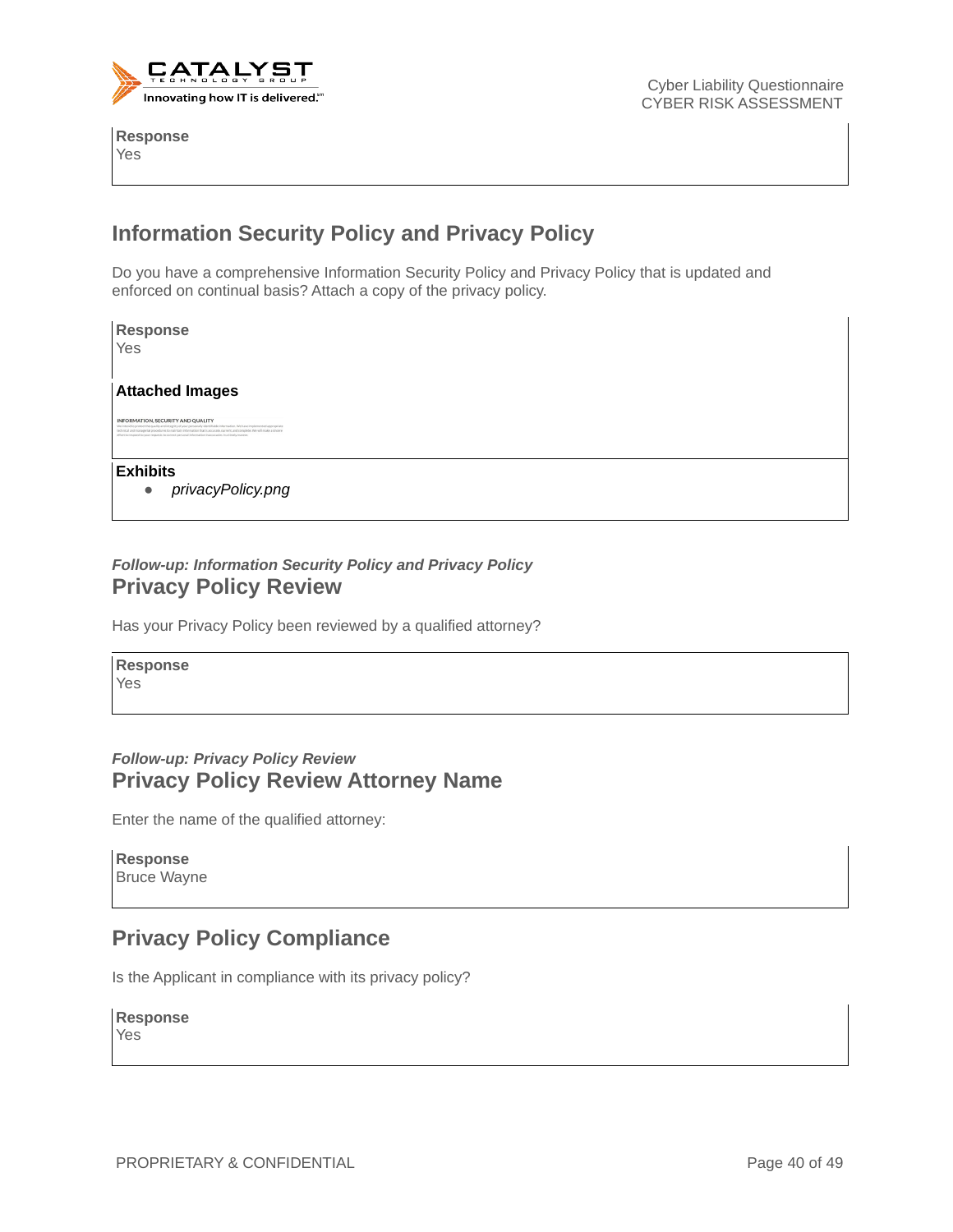**Response**
Yes

## Information Security Policy and Privacy Policy

Do you have a comprehensive Information Security Policy and Privacy Policy that is updated and enforced on continual basis? Attach a copy of the privacy policy.

**Response**
Yes

**Attached Images**

INFORMATION, SECURITY AND QUALITY

**Exhibits**

- *privacyPolicy.png*

***Follow-up: Information Security Policy and Privacy Policy***

## Privacy Policy Review

Has your Privacy Policy been reviewed by a qualified attorney?

**Response**
Yes

***Follow-up: Privacy Policy Review***

## Privacy Policy Review Attorney Name

Enter the name of the qualified attorney:

**Response**
Bruce Wayne

## Privacy Policy Compliance

Is the Applicant in compliance with its privacy policy?

**Response**
Yes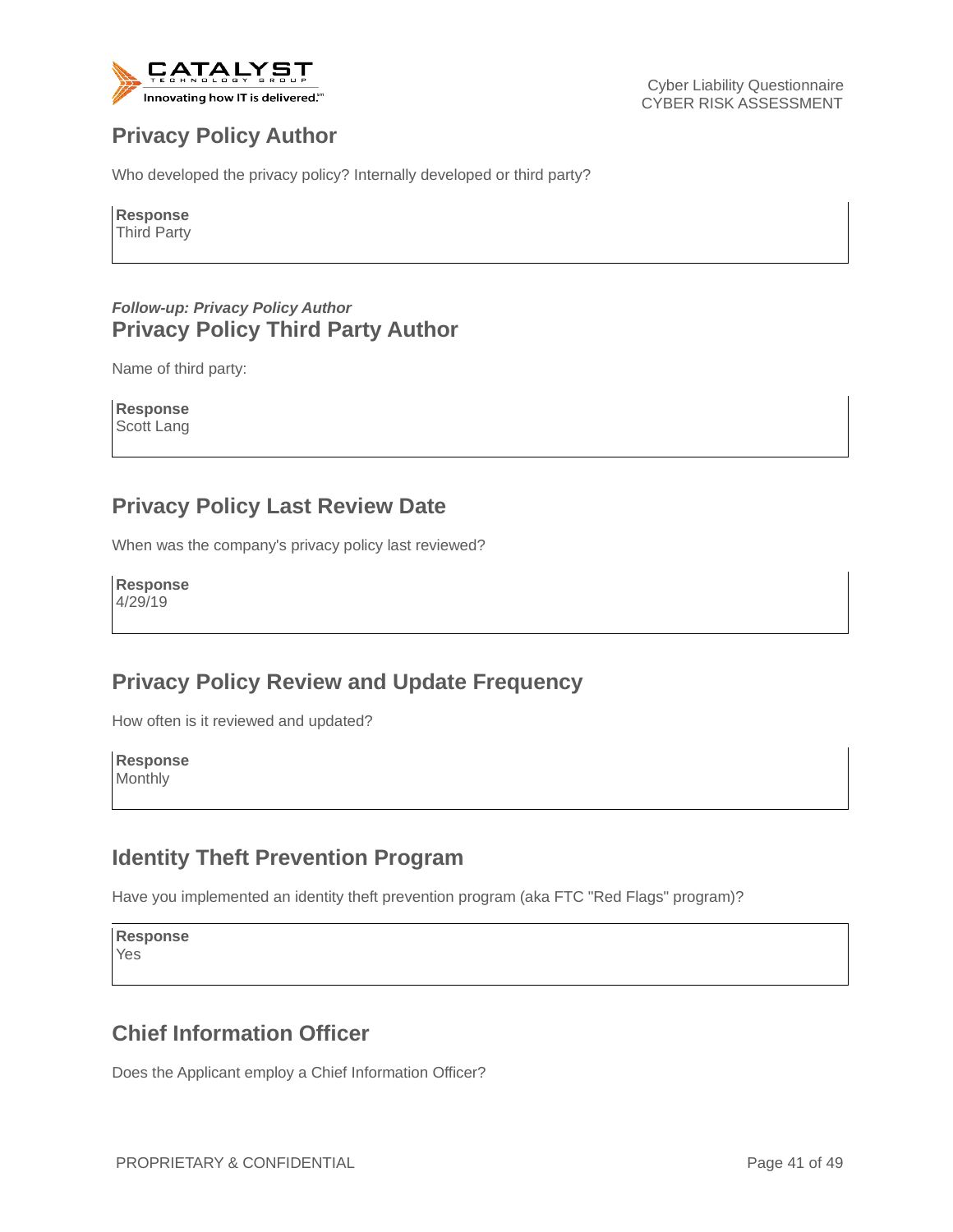## Privacy Policy Author

Who developed the privacy policy? Internally developed or third party?

**Response**
Third Party

***Follow-up: Privacy Policy Author***
## Privacy Policy Third Party Author

Name of third party:

**Response**
Scott Lang

## Privacy Policy Last Review Date

When was the company's privacy policy last reviewed?

**Response**
4/29/19

## Privacy Policy Review and Update Frequency

How often is it reviewed and updated?

**Response**
Monthly

## Identity Theft Prevention Program

Have you implemented an identity theft prevention program (aka FTC "Red Flags" program)?

**Response**
Yes

## Chief Information Officer

Does the Applicant employ a Chief Information Officer?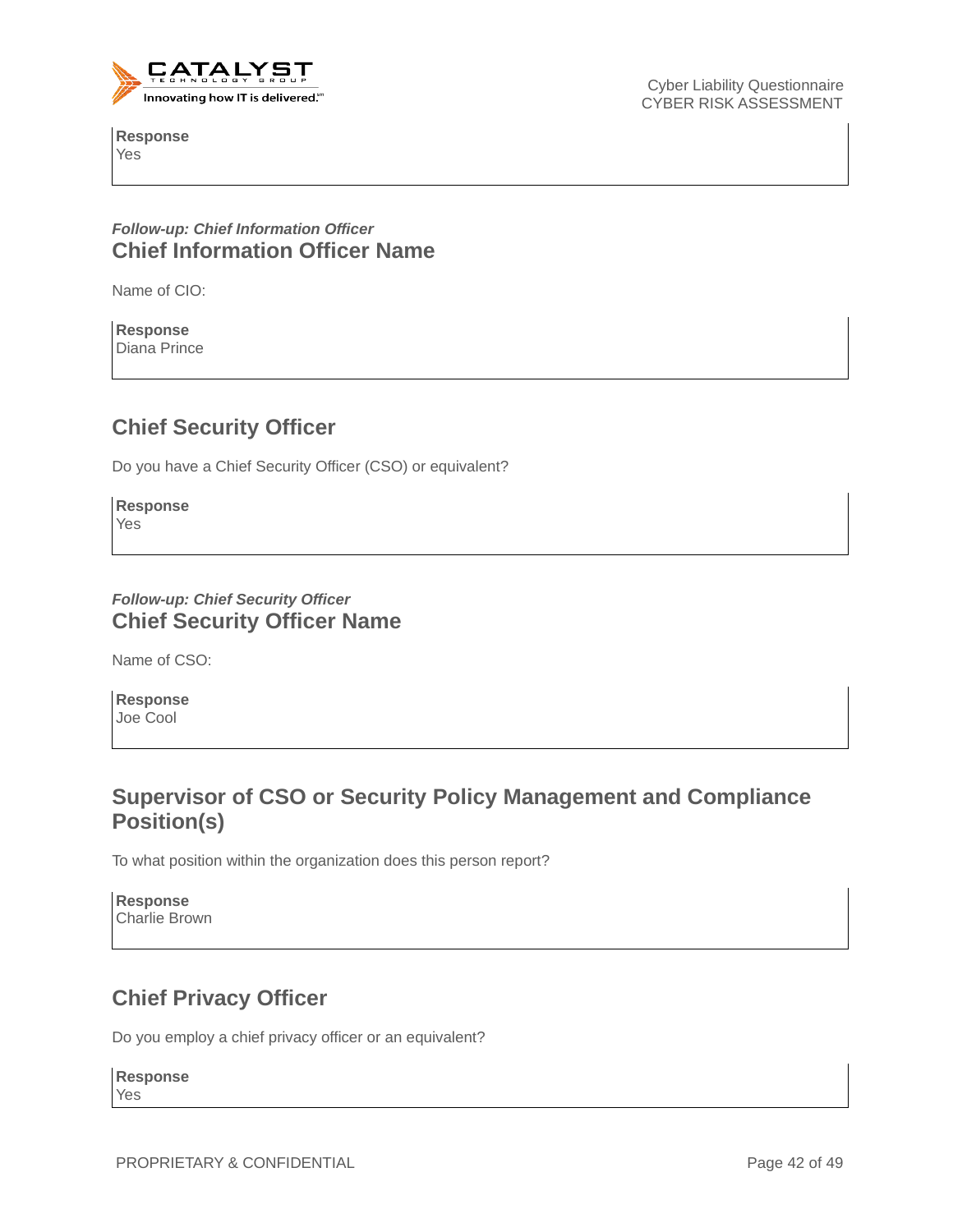**Response**
Yes

***Follow-up: Chief Information Officer***

## Chief Information Officer Name

Name of CIO:

**Response**
Diana Prince

## Chief Security Officer

Do you have a Chief Security Officer (CSO) or equivalent?

**Response**
Yes

***Follow-up: Chief Security Officer***

## Chief Security Officer Name

Name of CSO:

**Response**
Joe Cool

## Supervisor of CSO or Security Policy Management and Compliance Position(s)

To what position within the organization does this person report?

**Response**
Charlie Brown

## Chief Privacy Officer

Do you employ a chief privacy officer or an equivalent?

**Response**
Yes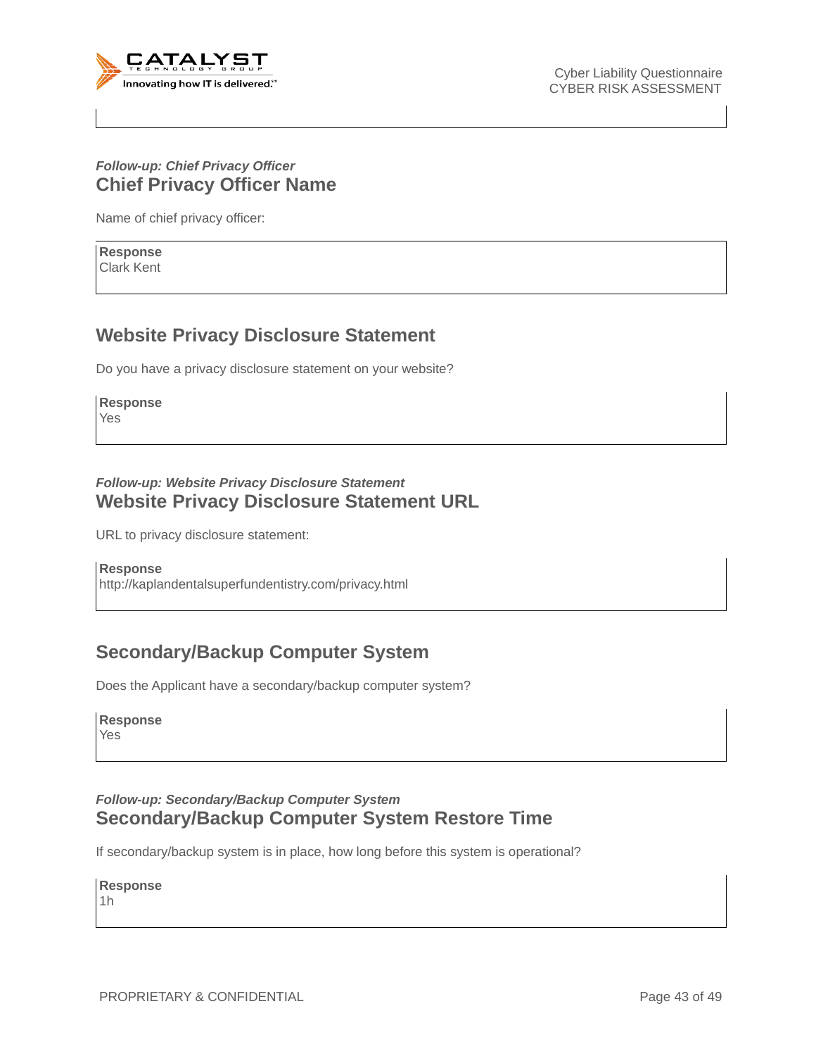*Follow-up: Chief Privacy Officer*

## Chief Privacy Officer Name

Name of chief privacy officer:

**Response**
Clark Kent

## Website Privacy Disclosure Statement

Do you have a privacy disclosure statement on your website?

**Response**
Yes

*Follow-up: Website Privacy Disclosure Statement*

## Website Privacy Disclosure Statement URL

URL to privacy disclosure statement:

**Response**
http://kaplandentalsuperfundentistry.com/privacy.html

## Secondary/Backup Computer System

Does the Applicant have a secondary/backup computer system?

**Response**
Yes

*Follow-up: Secondary/Backup Computer System*

## Secondary/Backup Computer System Restore Time

If secondary/backup system is in place, how long before this system is operational?

**Response**
1h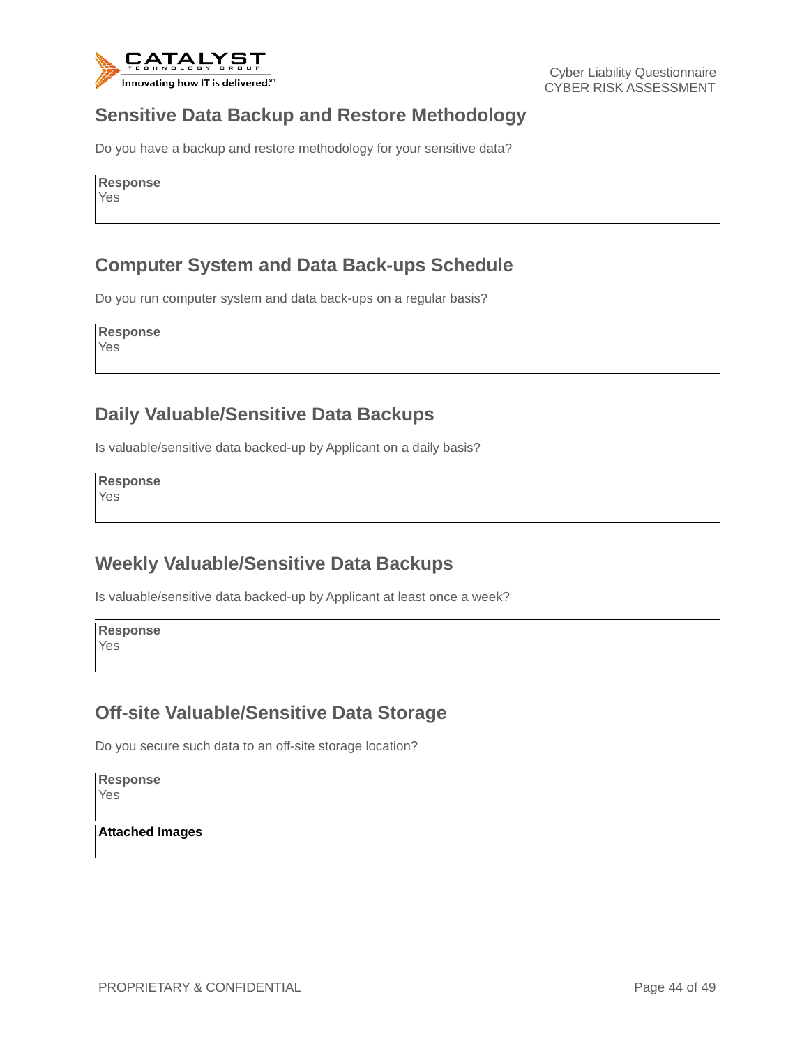## Sensitive Data Backup and Restore Methodology

Do you have a backup and restore methodology for your sensitive data?

**Response**
Yes

## Computer System and Data Back-ups Schedule

Do you run computer system and data back-ups on a regular basis?

**Response**
Yes

## Daily Valuable/Sensitive Data Backups

Is valuable/sensitive data backed-up by Applicant on a daily basis?

**Response**
Yes

## Weekly Valuable/Sensitive Data Backups

Is valuable/sensitive data backed-up by Applicant at least once a week?

**Response**
Yes

## Off-site Valuable/Sensitive Data Storage

Do you secure such data to an off-site storage location?

**Response**
Yes

**Attached Images**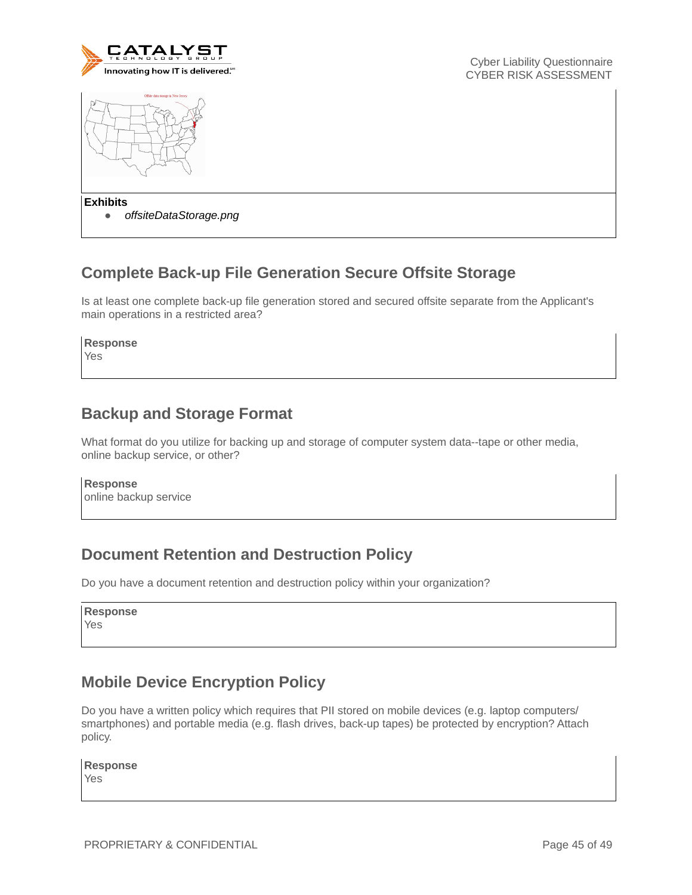**Exhibits**

- *offsiteDataStorage.png*

## Complete Back-up File Generation Secure Offsite Storage

Is at least one complete back-up file generation stored and secured offsite separate from the Applicant's main operations in a restricted area?

**Response**
Yes

## Backup and Storage Format

What format do you utilize for backing up and storage of computer system data--tape or other media, online backup service, or other?

**Response**
online backup service

## Document Retention and Destruction Policy

Do you have a document retention and destruction policy within your organization?

**Response**
Yes

## Mobile Device Encryption Policy

Do you have a written policy which requires that PII stored on mobile devices (e.g. laptop computers/ smartphones) and portable media (e.g. flash drives, back-up tapes) be protected by encryption? Attach policy.

**Response**
Yes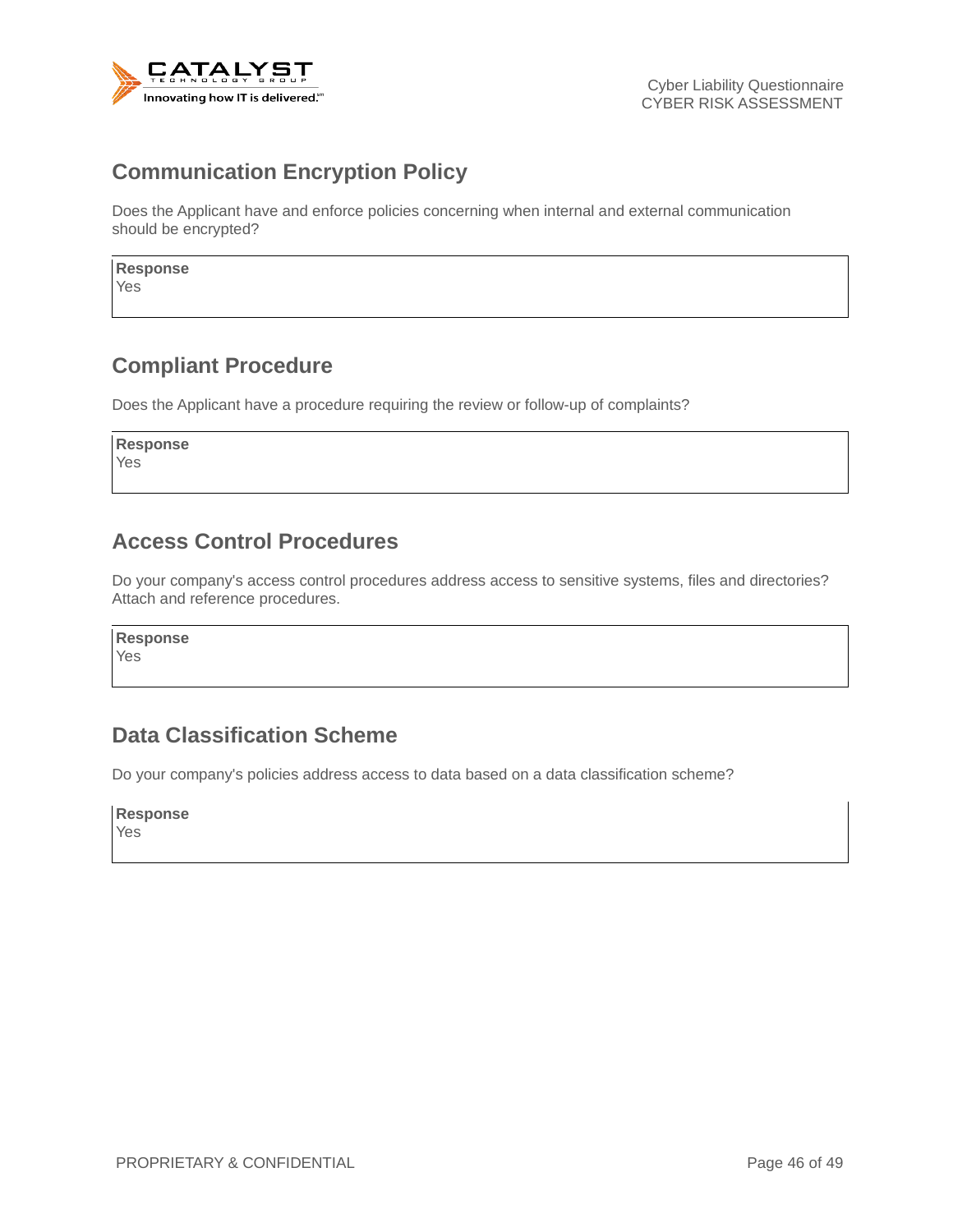## Communication Encryption Policy

Does the Applicant have and enforce policies concerning when internal and external communication should be encrypted?

| **Response** |
| --- |
| Yes |

## Compliant Procedure

Does the Applicant have a procedure requiring the review or follow-up of complaints?

| **Response** |
| --- |
| Yes |

## Access Control Procedures

Do your company's access control procedures address access to sensitive systems, files and directories? Attach and reference procedures.

| **Response** |
| --- |
| Yes |

## Data Classification Scheme

Do your company's policies address access to data based on a data classification scheme?

| **Response** |
| --- |
| Yes |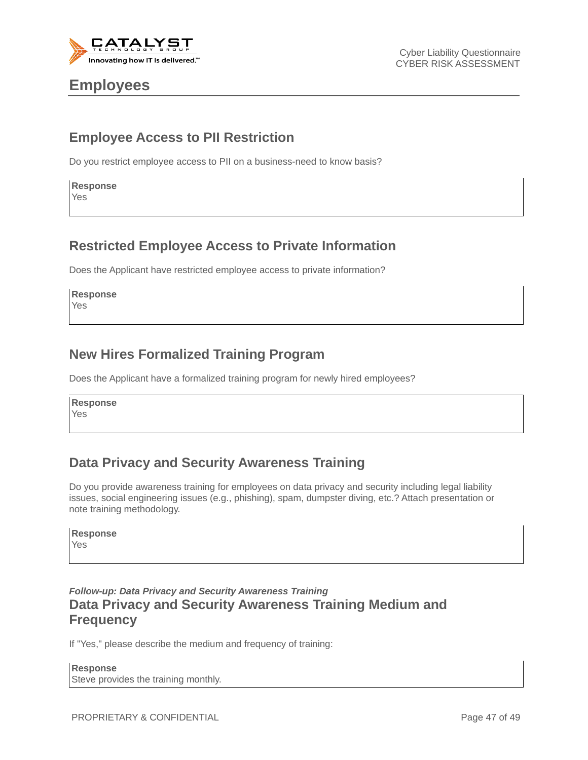# Employees

## Employee Access to PII Restriction

Do you restrict employee access to PII on a business-need to know basis?

**Response**
Yes

## Restricted Employee Access to Private Information

Does the Applicant have restricted employee access to private information?

**Response**
Yes

## New Hires Formalized Training Program

Does the Applicant have a formalized training program for newly hired employees?

**Response**
Yes

## Data Privacy and Security Awareness Training

Do you provide awareness training for employees on data privacy and security including legal liability issues, social engineering issues (e.g., phishing), spam, dumpster diving, etc.? Attach presentation or note training methodology.

**Response**
Yes

***Follow-up: Data Privacy and Security Awareness Training***

## Data Privacy and Security Awareness Training Medium and Frequency

If "Yes," please describe the medium and frequency of training:

**Response**
Steve provides the training monthly.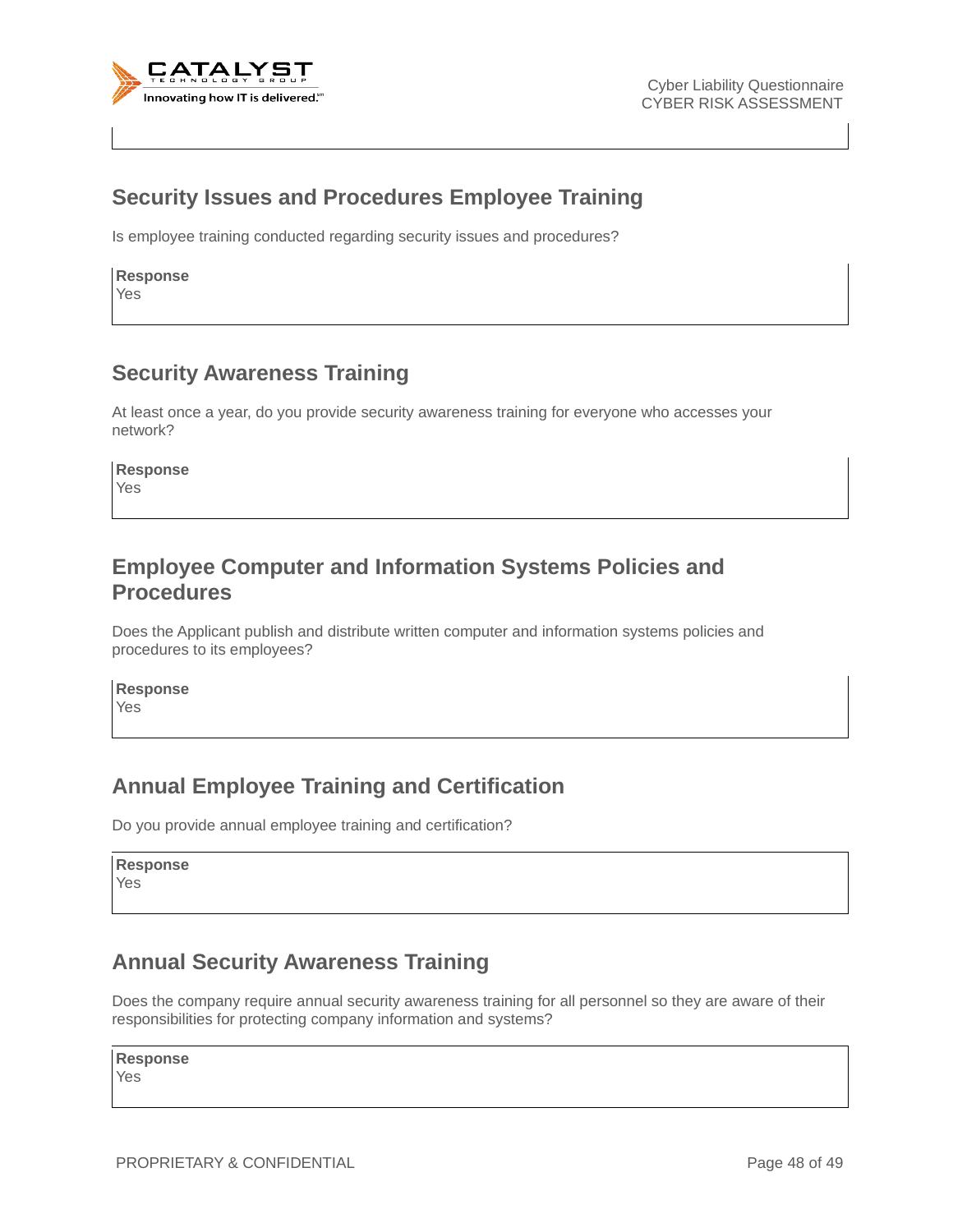## Security Issues and Procedures Employee Training

Is employee training conducted regarding security issues and procedures?

**Response**
Yes

## Security Awareness Training

At least once a year, do you provide security awareness training for everyone who accesses your network?

**Response**
Yes

## Employee Computer and Information Systems Policies and Procedures

Does the Applicant publish and distribute written computer and information systems policies and procedures to its employees?

**Response**
Yes

## Annual Employee Training and Certification

Do you provide annual employee training and certification?

**Response**
Yes

## Annual Security Awareness Training

Does the company require annual security awareness training for all personnel so they are aware of their responsibilities for protecting company information and systems?

**Response**
Yes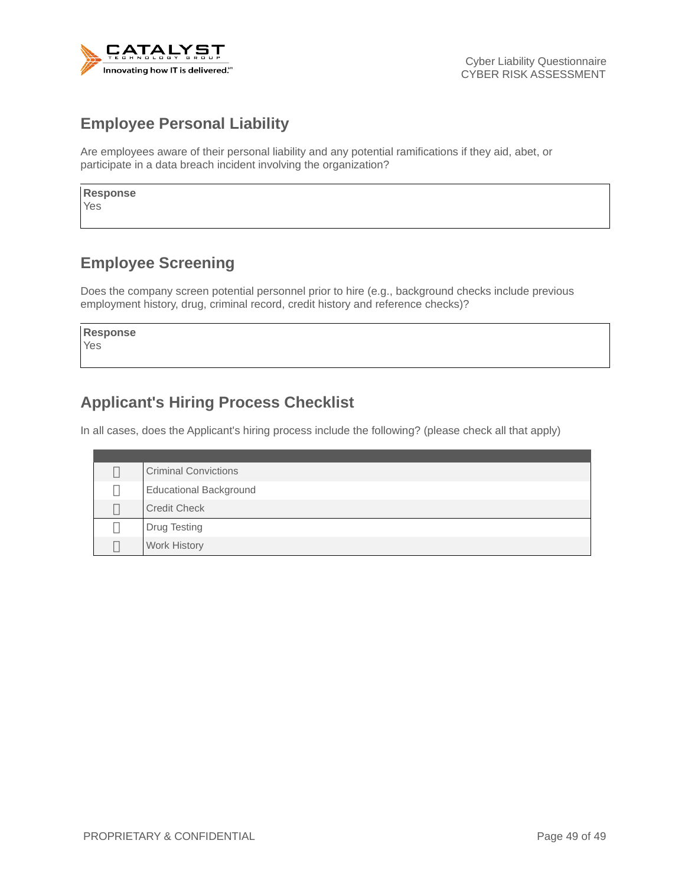## Employee Personal Liability

Are employees aware of their personal liability and any potential ramifications if they aid, abet, or participate in a data breach incident involving the organization?

| **Response** |
|---|
| Yes |

## Employee Screening

Does the company screen potential personnel prior to hire (e.g., background checks include previous employment history, drug, criminal record, credit history and reference checks)?

| **Response** |
|---|
| Yes |

## Applicant's Hiring Process Checklist

In all cases, does the Applicant's hiring process include the following? (please check all that apply)

| | |
|---|---|
| ☐ | Criminal Convictions |
| ☐ | Educational Background |
| ☐ | Credit Check |
| ☐ | Drug Testing |
| ☐ | Work History |